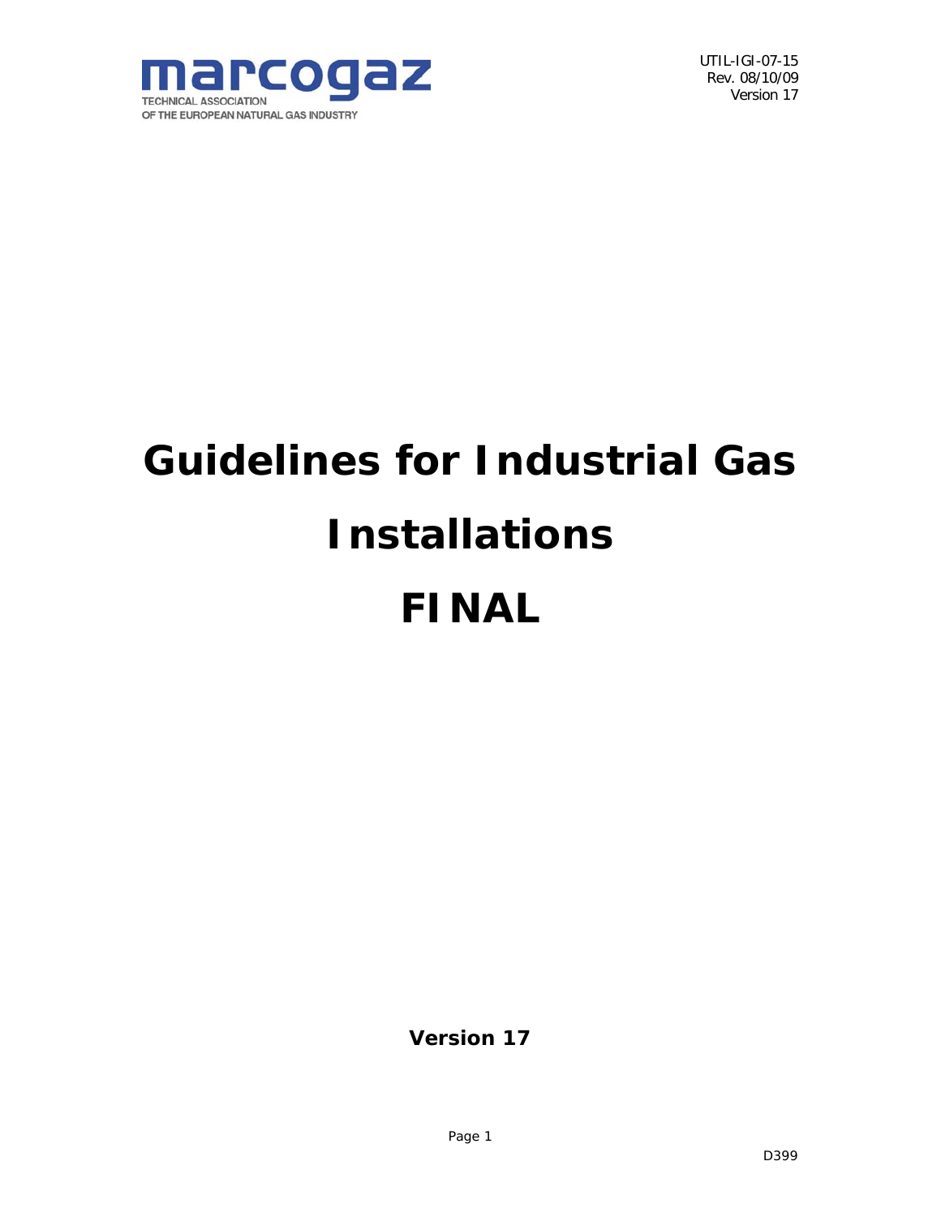marcogaz

TECHNICAL ASSOCIATION
OF THE EUROPEAN NATURAL GAS INDUSTRY

UTIL-IGI-07-15
Rev. 08/10/09
Version 17

# Guidelines for Industrial Gas Installations

# FINAL

**Version 17**

D399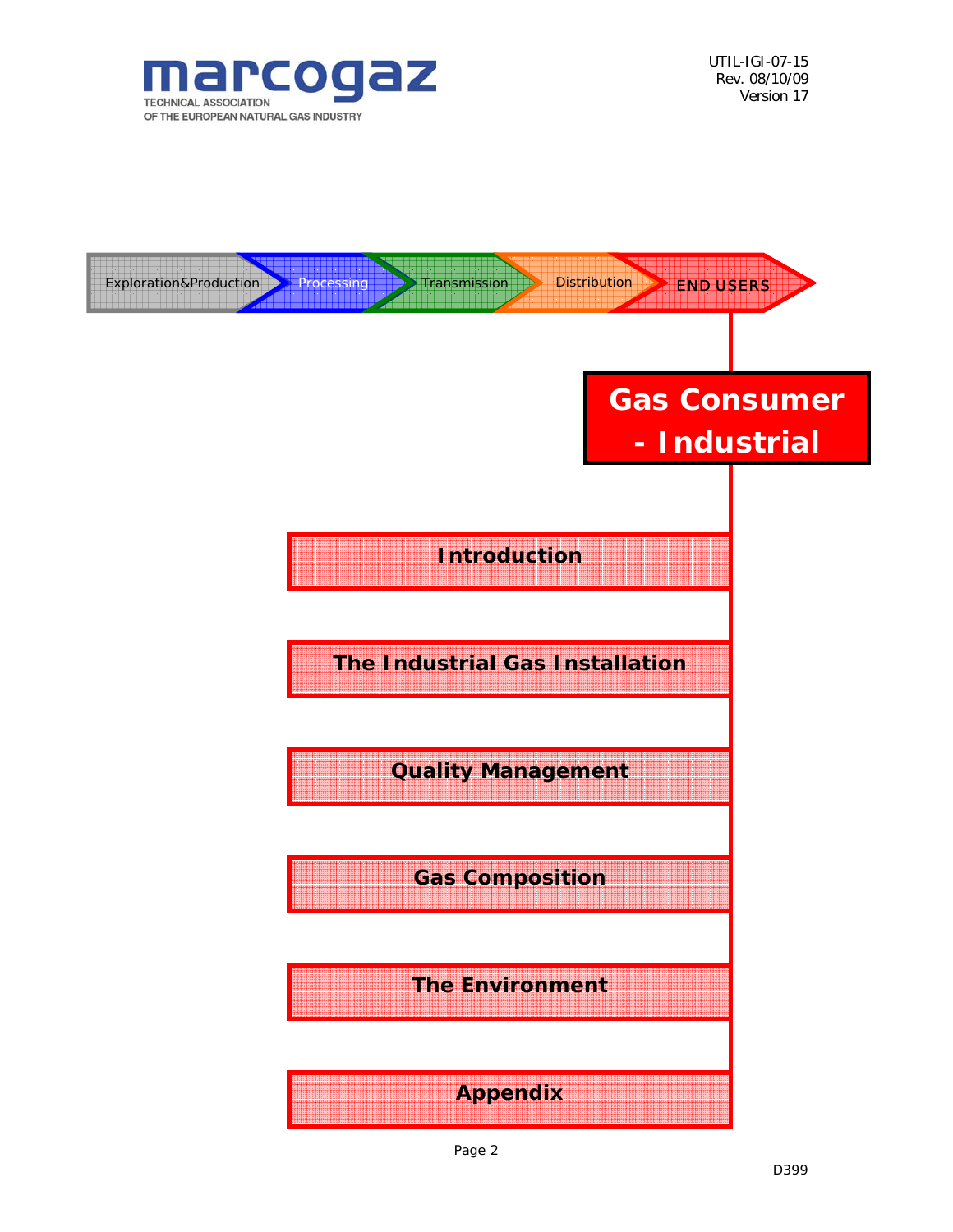Exploration&Production → Processing → Transmission → Distribution → END USERS

# Gas Consumer - Industrial

- **Introduction**
- **The Industrial Gas Installation**
- **Quality Management**
- **Gas Composition**
- **The Environment**
- **Appendix**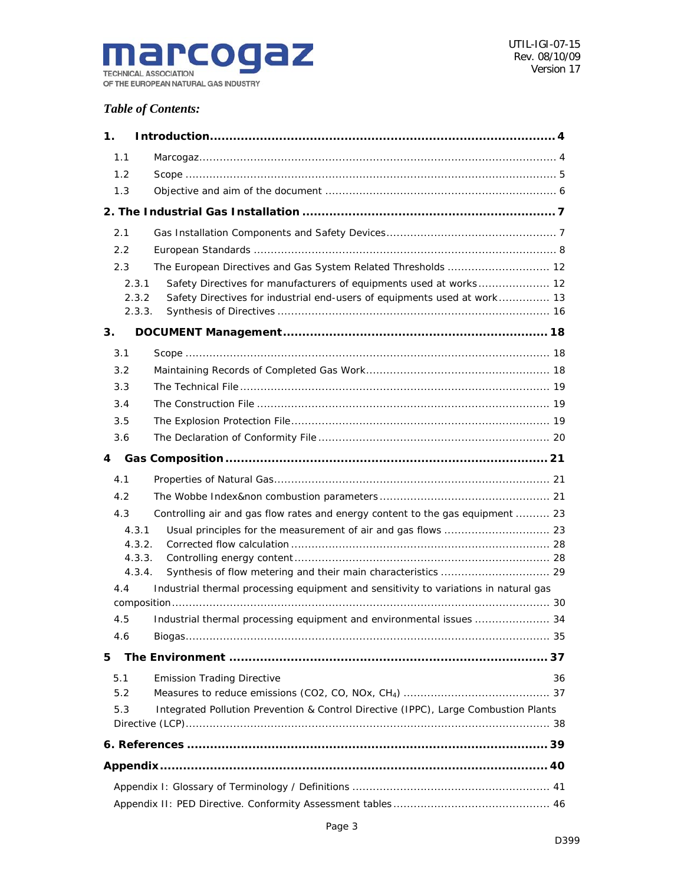*Table of Contents:*

**1. Introduction ........................................................................................ 4**

1.1 Marcogaz........................................................................................................ 4

1.2 Scope ............................................................................................................ 5

1.3 Objective and aim of the document .................................................................... 6

**2. The Industrial Gas Installation ................................................................. 7**

2.1 Gas Installation Components and Safety Devices.................................................. 7

2.2 European Standards ........................................................................................ 8

2.3 The European Directives and Gas System Related Thresholds .............................. 12

2.3.1 Safety Directives for manufacturers of equipments used at works..................... 12

2.3.2 Safety Directives for industrial end-users of equipments used at work............... 13

2.3.3. Synthesis of Directives ................................................................................ 16

**3. DOCUMENT Management ..................................................................... 18**

3.1 Scope ........................................................................................................... 18

3.2 Maintaining Records of Completed Gas Work...................................................... 18

3.3 The Technical File ........................................................................................... 19

3.4 The Construction File ...................................................................................... 19

3.5 The Explosion Protection File............................................................................ 19

3.6 The Declaration of Conformity File .................................................................... 20

**4 Gas Composition .................................................................................. 21**

4.1 Properties of Natural Gas................................................................................. 21

4.2 The Wobbe Index&non combustion parameters .................................................. 21

4.3 Controlling air and gas flow rates and energy content to the gas equipment .......... 23

4.3.1 Usual principles for the measurement of air and gas flows ............................... 23

4.3.2. Corrected flow calculation ............................................................................ 28

4.3.3. Controlling energy content............................................................................ 28

4.3.4. Synthesis of flow metering and their main characteristics ................................ 29

4.4 Industrial thermal processing equipment and sensitivity to variations in natural gas composition.............................................................................................................. 30

4.5 Industrial thermal processing equipment and environmental issues ...................... 34

4.6 Biogas........................................................................................................... 35

**5 The Environment ................................................................................. 37**

5.1 Emission Trading Directive 36

5.2 Measures to reduce emissions ($CO2$, $CO$, $NOx$, $CH_4$) ........................................... 37

5.3 Integrated Pollution Prevention & Control Directive (IPPC), Large Combustion Plants Directive (LCP)........................................................................................................ 38

**6. References ............................................................................................ 39**

**Appendix .................................................................................................. 40**

Appendix I: Glossary of Terminology / Definitions .......................................................... 41

Appendix II: PED Directive. Conformity Assessment tables .............................................. 46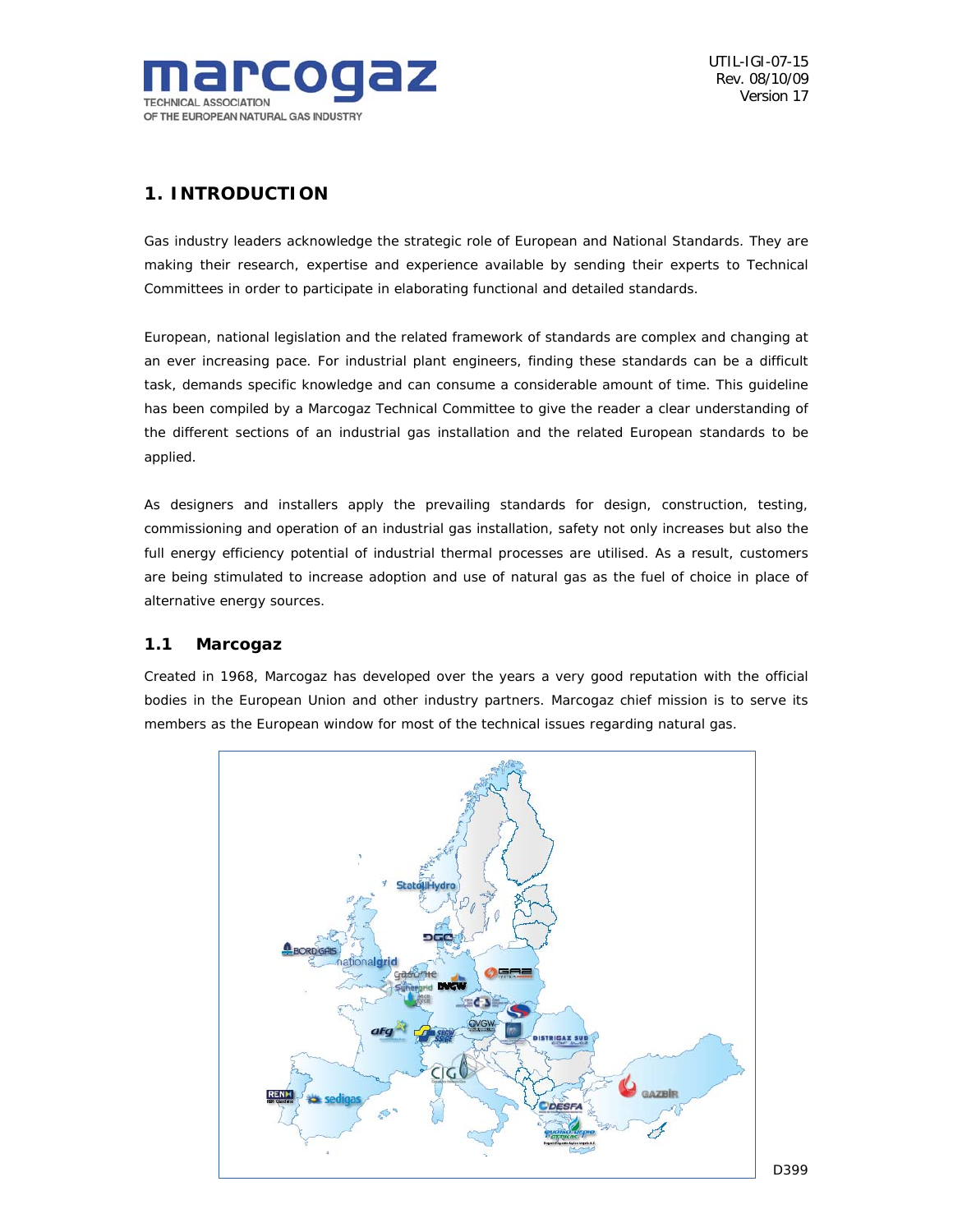# 1. INTRODUCTION

Gas industry leaders acknowledge the strategic role of European and National Standards. They are making their research, expertise and experience available by sending their experts to Technical Committees in order to participate in elaborating functional and detailed standards.

European, national legislation and the related framework of standards are complex and changing at an ever increasing pace. For industrial plant engineers, finding these standards can be a difficult task, demands specific knowledge and can consume a considerable amount of time. This guideline has been compiled by a Marcogaz Technical Committee to give the reader a clear understanding of the different sections of an industrial gas installation and the related European standards to be applied.

As designers and installers apply the prevailing standards for design, construction, testing, commissioning and operation of an industrial gas installation, safety not only increases but also the full energy efficiency potential of industrial thermal processes are utilised. As a result, customers are being stimulated to increase adoption and use of natural gas as the fuel of choice in place of alternative energy sources.

## 1.1 Marcogaz

Created in 1968, Marcogaz has developed over the years a very good reputation with the official bodies in the European Union and other industry partners. Marcogaz chief mission is to serve its members as the European window for most of the technical issues regarding natural gas.

D399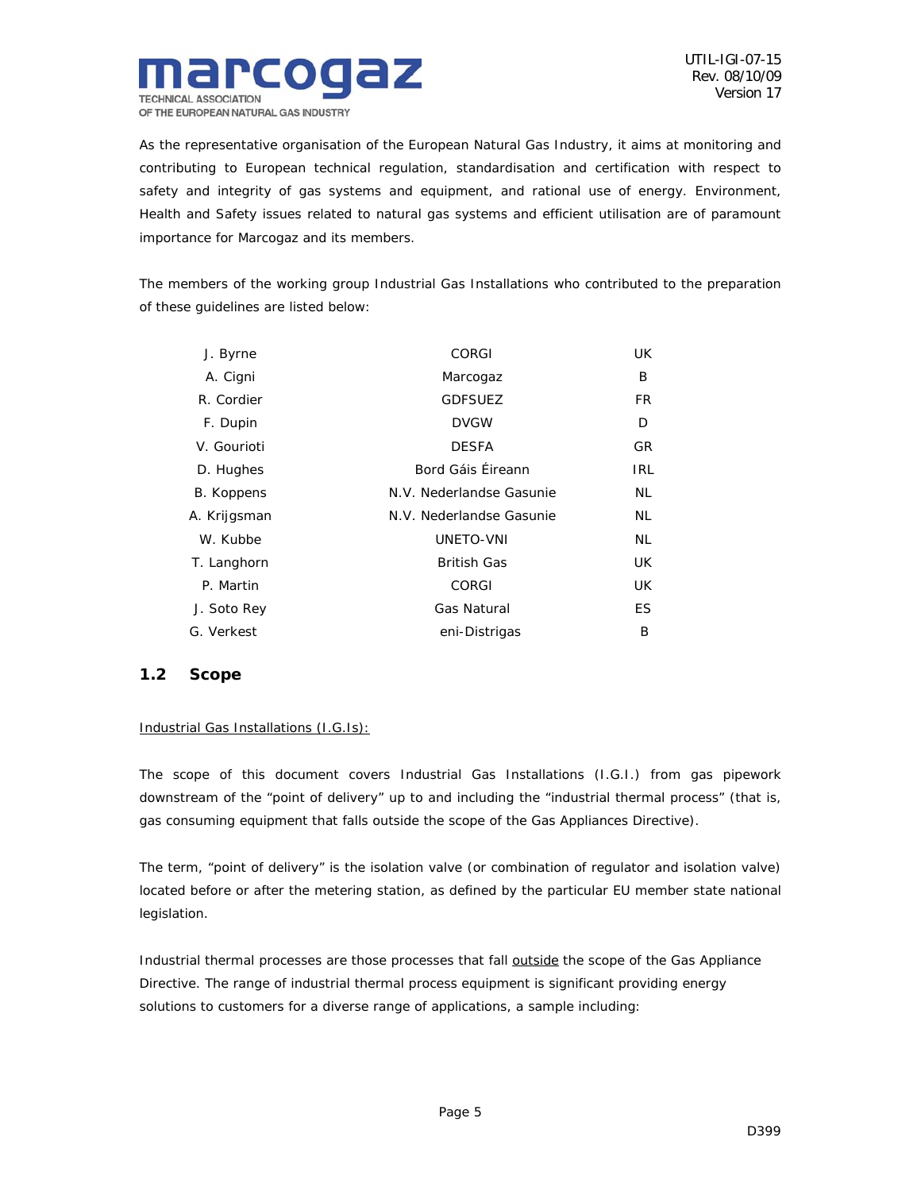As the representative organisation of the European Natural Gas Industry, it aims at monitoring and contributing to European technical regulation, standardisation and certification with respect to safety and integrity of gas systems and equipment, and rational use of energy. Environment, Health and Safety issues related to natural gas systems and efficient utilisation are of paramount importance for Marcogaz and its members.

The members of the working group Industrial Gas Installations who contributed to the preparation of these guidelines are listed below:

| | | |
|---|---|---|
| J. Byrne | CORGI | UK |
| A. Cigni | Marcogaz | B |
| R. Cordier | GDFSUEZ | FR |
| F. Dupin | DVGW | D |
| V. Gourioti | DESFA | GR |
| D. Hughes | Bord Gáis Éireann | IRL |
| B. Koppens | N.V. Nederlandse Gasunie | NL |
| A. Krijgsman | N.V. Nederlandse Gasunie | NL |
| W. Kubbe | UNETO-VNI | NL |
| T. Langhorn | British Gas | UK |
| P. Martin | CORGI | UK |
| J. Soto Rey | Gas Natural | ES |
| G. Verkest | eni-Distrigas | B |

## 1.2 Scope

Industrial Gas Installations (I.G.Is):

The scope of this document covers Industrial Gas Installations (I.G.I.) from gas pipework downstream of the "point of delivery" up to and including the "industrial thermal process" (that is, gas consuming equipment that falls outside the scope of the Gas Appliances Directive).

The term, "point of delivery" is the isolation valve (or combination of regulator and isolation valve) located before or after the metering station, as defined by the particular EU member state national legislation.

Industrial thermal processes are those processes that fall outside the scope of the Gas Appliance Directive. The range of industrial thermal process equipment is significant providing energy solutions to customers for a diverse range of applications, a sample including: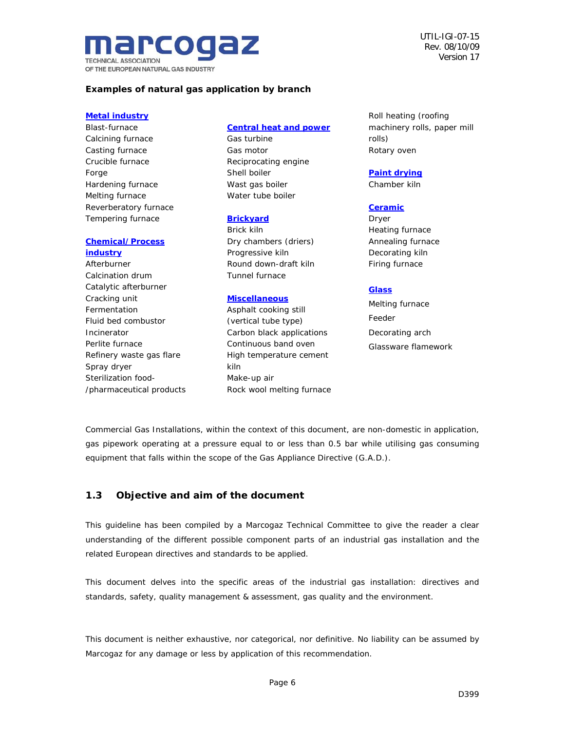**Examples of natural gas application by branch**

**Metal industry**

Blast-furnace
Calcining furnace
Casting furnace
Crucible furnace
Forge
Hardening furnace
Melting furnace
Reverberatory furnace
Tempering furnace

**Chemical/Process industry**

Afterburner
Calcination drum
Catalytic afterburner
Cracking unit
Fermentation
Fluid bed combustor
Incinerator
Perlite furnace
Refinery waste gas flare
Spray dryer
Sterilization food-/pharmaceutical products

**Central heat and power**

Gas turbine
Gas motor
Reciprocating engine
Shell boiler
Wast gas boiler
Water tube boiler

**Brickyard**

Brick kiln
Dry chambers (driers)
Progressive kiln
Round down-draft kiln
Tunnel furnace

**Miscellaneous**

Asphalt cooking still (vertical tube type)
Carbon black applications
Continuous band oven
High temperature cement kiln
Make-up air
Rock wool melting furnace
Roll heating (roofing machinery rolls, paper mill rolls)
Rotary oven

**Paint drying**

Chamber kiln

**Ceramic**

Dryer
Heating furnace
Annealing furnace
Decorating kiln
Firing furnace

**Glass**

Melting furnace
Feeder
Decorating arch
Glassware flamework

Commercial Gas Installations, within the context of this document, are non-domestic in application, gas pipework operating at a pressure equal to or less than 0.5 bar while utilising gas consuming equipment that falls within the scope of the Gas Appliance Directive (G.A.D.).

## 1.3 Objective and aim of the document

This guideline has been compiled by a Marcogaz Technical Committee to give the reader a clear understanding of the different possible component parts of an industrial gas installation and the related European directives and standards to be applied.

This document delves into the specific areas of the industrial gas installation: directives and standards, safety, quality management & assessment, gas quality and the environment.

This document is neither exhaustive, nor categorical, nor definitive. No liability can be assumed by Marcogaz for any damage or less by application of this recommendation.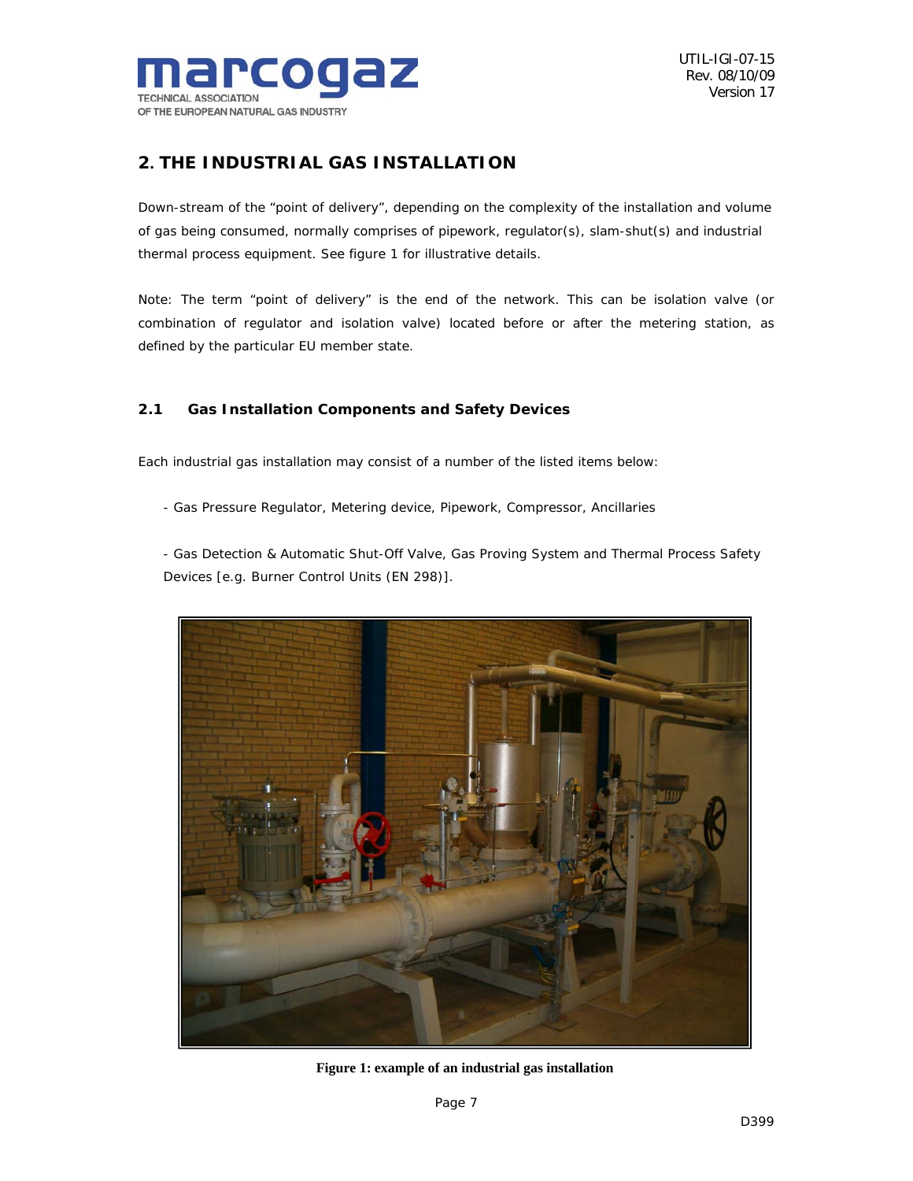## 2. THE INDUSTRIAL GAS INSTALLATION

Down-stream of the "point of delivery", depending on the complexity of the installation and volume of gas being consumed, normally comprises of pipework, regulator(s), slam-shut(s) and industrial thermal process equipment. See figure 1 for illustrative details.

Note: The term "point of delivery" is the end of the network. This can be isolation valve (or combination of regulator and isolation valve) located before or after the metering station, as defined by the particular EU member state.

### 2.1 Gas Installation Components and Safety Devices

Each industrial gas installation may consist of a number of the listed items below:

- Gas Pressure Regulator, Metering device, Pipework, Compressor, Ancillaries

- Gas Detection & Automatic Shut-Off Valve, Gas Proving System and Thermal Process Safety Devices [e.g. Burner Control Units (EN 298)].

**Figure 1: example of an industrial gas installation**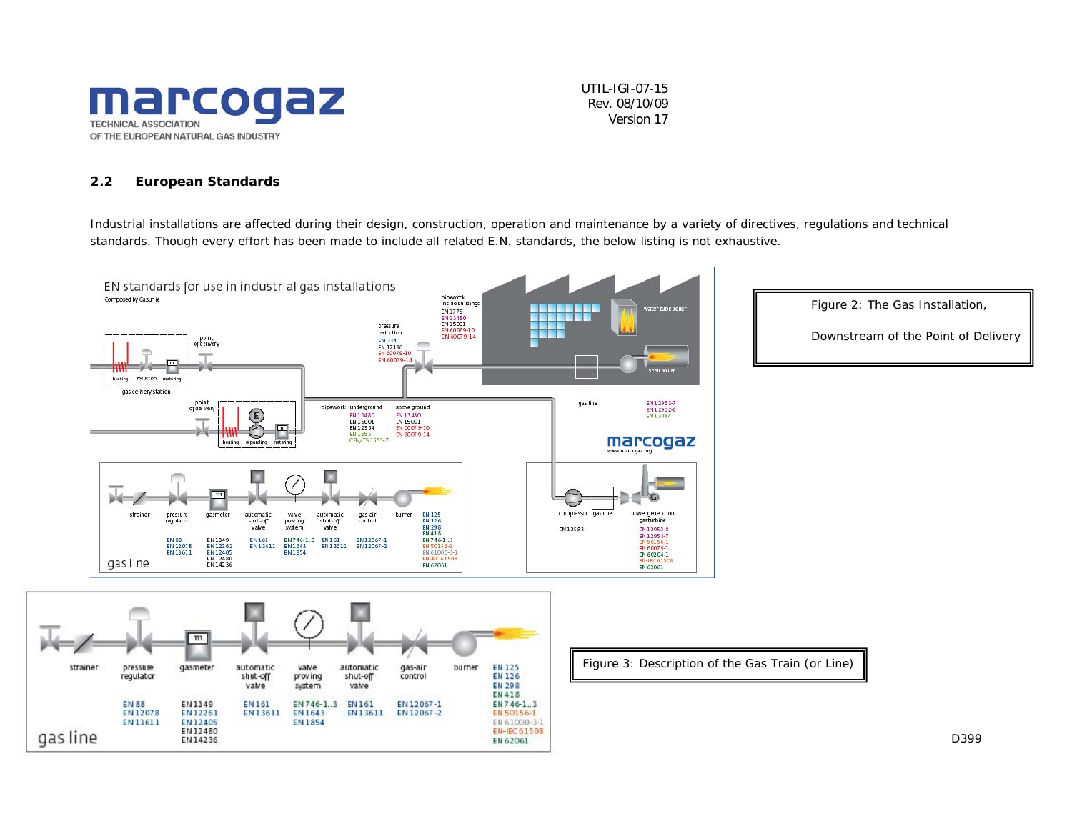## 2.2 European Standards

Industrial installations are affected during their design, construction, operation and maintenance by a variety of directives, regulations and technical standards. Though every effort has been made to include all related E.N. standards, the below listing is not exhaustive.

Figure 2: The Gas Installation, Downstream of the Point of Delivery

Figure 3: Description of the Gas Train (or Line)

D399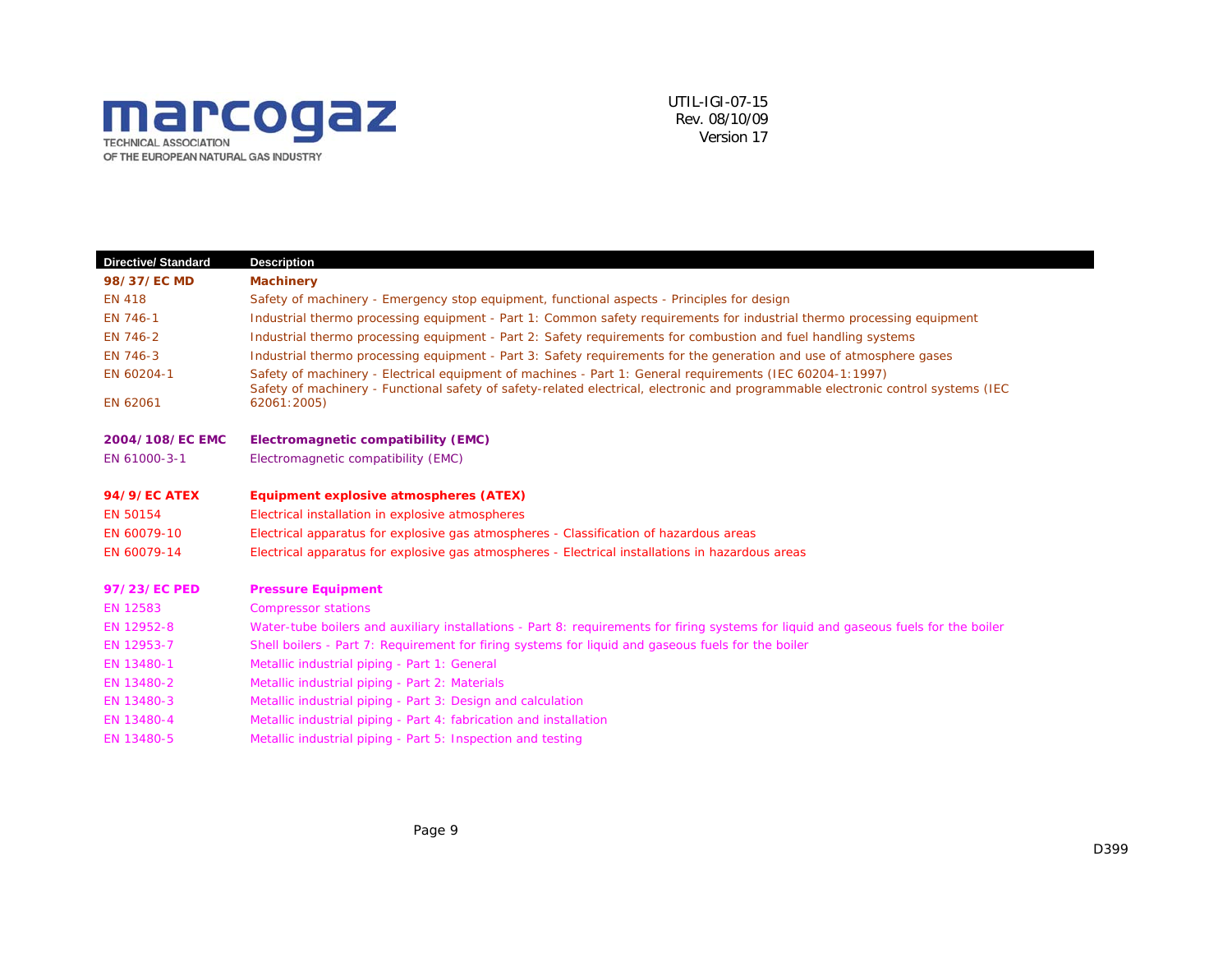| Directive/ Standard | Description |
|---|---|
| **98/37/EC MD** | **Machinery** |
| EN 418 | Safety of machinery - Emergency stop equipment, functional aspects - Principles for design |
| EN 746-1 | Industrial thermo processing equipment - Part 1: Common safety requirements for industrial thermo processing equipment |
| EN 746-2 | Industrial thermo processing equipment - Part 2: Safety requirements for combustion and fuel handling systems |
| EN 746-3 | Industrial thermo processing equipment - Part 3: Safety requirements for the generation and use of atmosphere gases |
| EN 60204-1 | Safety of machinery - Electrical equipment of machines - Part 1: General requirements (IEC 60204-1:1997) |
| EN 62061 | Safety of machinery - Functional safety of safety-related electrical, electronic and programmable electronic control systems (IEC 62061:2005) |
| | |
| **2004/108/EC EMC** | **Electromagnetic compatibility (EMC)** |
| EN 61000-3-1 | Electromagnetic compatibility (EMC) |
| | |
| **94/9/EC ATEX** | **Equipment explosive atmospheres (ATEX)** |
| EN 50154 | Electrical installation in explosive atmospheres |
| EN 60079-10 | Electrical apparatus for explosive gas atmospheres - Classification of hazardous areas |
| EN 60079-14 | Electrical apparatus for explosive gas atmospheres - Electrical installations in hazardous areas |
| | |
| **97/23/EC PED** | **Pressure Equipment** |
| EN 12583 | Compressor stations |
| EN 12952-8 | Water-tube boilers and auxiliary installations - Part 8: requirements for firing systems for liquid and gaseous fuels for the boiler |
| EN 12953-7 | Shell boilers - Part 7: Requirement for firing systems for liquid and gaseous fuels for the boiler |
| EN 13480-1 | Metallic industrial piping - Part 1: General |
| EN 13480-2 | Metallic industrial piping - Part 2: Materials |
| EN 13480-3 | Metallic industrial piping - Part 3: Design and calculation |
| EN 13480-4 | Metallic industrial piping - Part 4: fabrication and installation |
| EN 13480-5 | Metallic industrial piping - Part 5: Inspection and testing |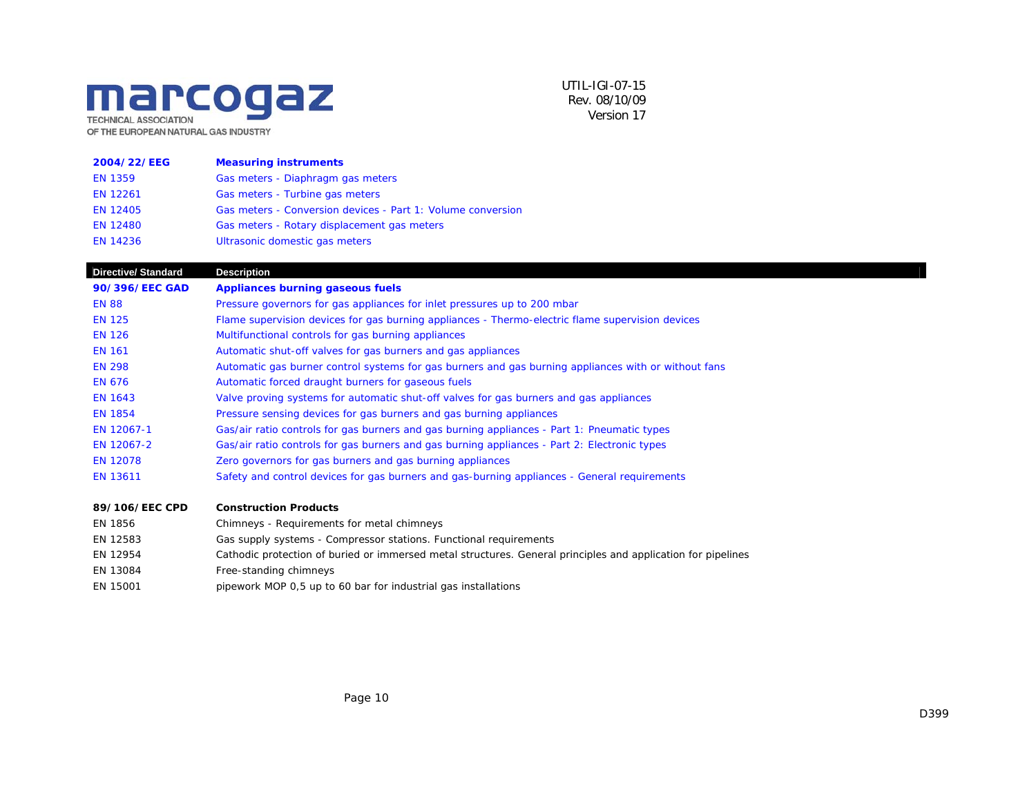| | |
|---|---|
| **2004/22/EEG** | **Measuring instruments** |
| EN 1359 | Gas meters - Diaphragm gas meters |
| EN 12261 | Gas meters - Turbine gas meters |
| EN 12405 | Gas meters - Conversion devices - Part 1: Volume conversion |
| EN 12480 | Gas meters - Rotary displacement gas meters |
| EN 14236 | Ultrasonic domestic gas meters |

| Directive/ Standard | Description |
|---|---|
| **90/396/EEC GAD** | **Appliances burning gaseous fuels** |
| EN 88 | Pressure governors for gas appliances for inlet pressures up to 200 mbar |
| EN 125 | Flame supervision devices for gas burning appliances - Thermo-electric flame supervision devices |
| EN 126 | Multifunctional controls for gas burning appliances |
| EN 161 | Automatic shut-off valves for gas burners and gas appliances |
| EN 298 | Automatic gas burner control systems for gas burners and gas burning appliances with or without fans |
| EN 676 | Automatic forced draught burners for gaseous fuels |
| EN 1643 | Valve proving systems for automatic shut-off valves for gas burners and gas appliances |
| EN 1854 | Pressure sensing devices for gas burners and gas burning appliances |
| EN 12067-1 | Gas/air ratio controls for gas burners and gas burning appliances - Part 1: Pneumatic types |
| EN 12067-2 | Gas/air ratio controls for gas burners and gas burning appliances - Part 2: Electronic types |
| EN 12078 | Zero governors for gas burners and gas burning appliances |
| EN 13611 | Safety and control devices for gas burners and gas-burning appliances - General requirements |
| | |
| **89/106/EEC CPD** | **Construction Products** |
| EN 1856 | Chimneys - Requirements for metal chimneys |
| EN 12583 | Gas supply systems - Compressor stations. Functional requirements |
| EN 12954 | Cathodic protection of buried or immersed metal structures. General principles and application for pipelines |
| EN 13084 | Free-standing chimneys |
| EN 15001 | pipework MOP 0,5 up to 60 bar for industrial gas installations |

D399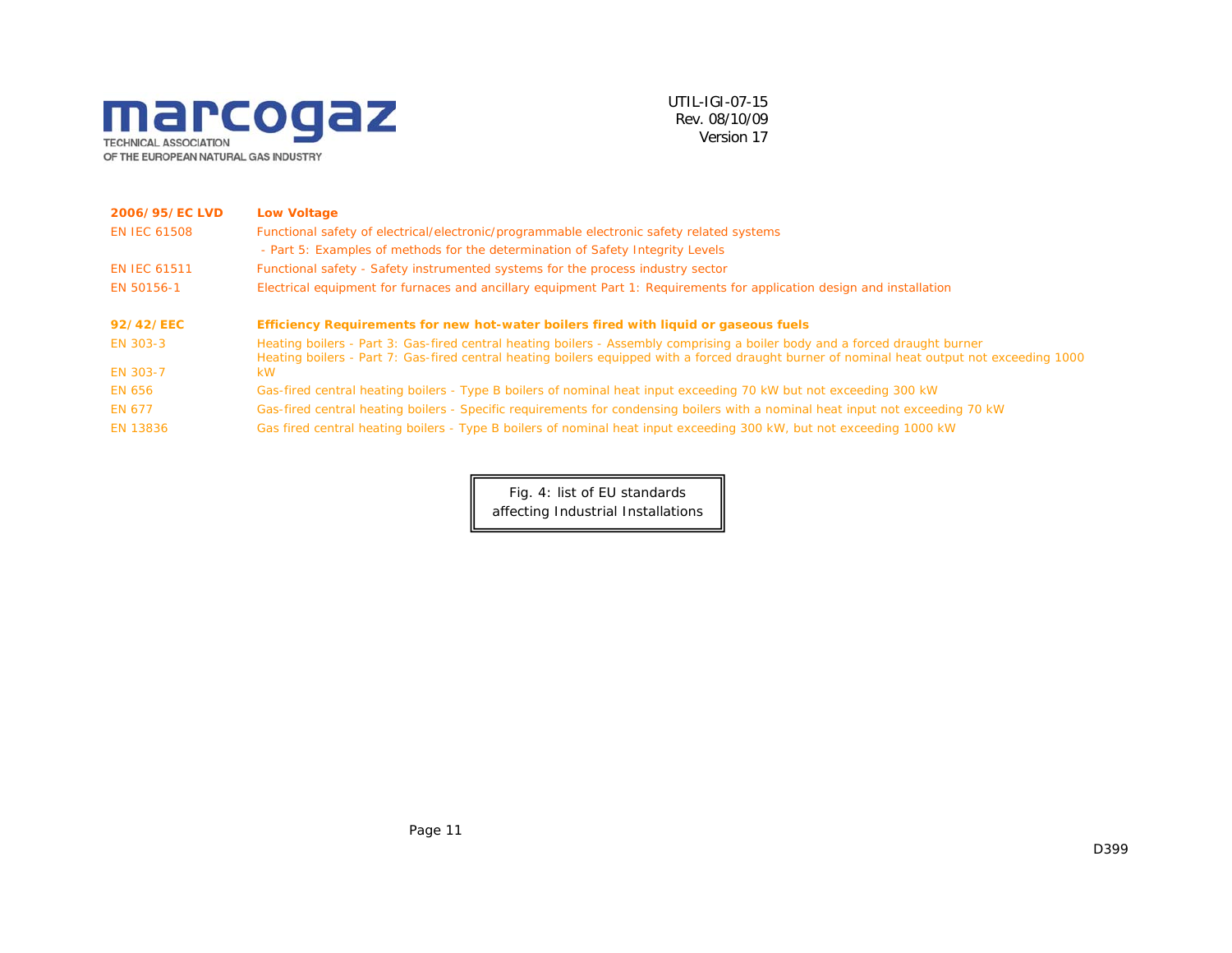| | |
|---|---|
| **2006/95/EC LVD** | **Low Voltage** |
| EN IEC 61508 | Functional safety of electrical/electronic/programmable electronic safety related systems - Part 5: Examples of methods for the determination of Safety Integrity Levels |
| EN IEC 61511 | Functional safety - Safety instrumented systems for the process industry sector |
| EN 50156-1 | Electrical equipment for furnaces and ancillary equipment Part 1: Requirements for application design and installation |
| | |
| **92/42/EEC** | **Efficiency Requirements for new hot-water boilers fired with liquid or gaseous fuels** |
| EN 303-3 | Heating boilers - Part 3: Gas-fired central heating boilers - Assembly comprising a boiler body and a forced draught burner |
| EN 303-7 | Heating boilers - Part 7: Gas-fired central heating boilers equipped with a forced draught burner of nominal heat output not exceeding 1000 kW |
| EN 656 | Gas-fired central heating boilers - Type B boilers of nominal heat input exceeding 70 kW but not exceeding 300 kW |
| EN 677 | Gas-fired central heating boilers - Specific requirements for condensing boilers with a nominal heat input not exceeding 70 kW |
| EN 13836 | Gas fired central heating boilers - Type B boilers of nominal heat input exceeding 300 kW, but not exceeding 1000 kW |

Fig. 4: list of EU standards affecting Industrial Installations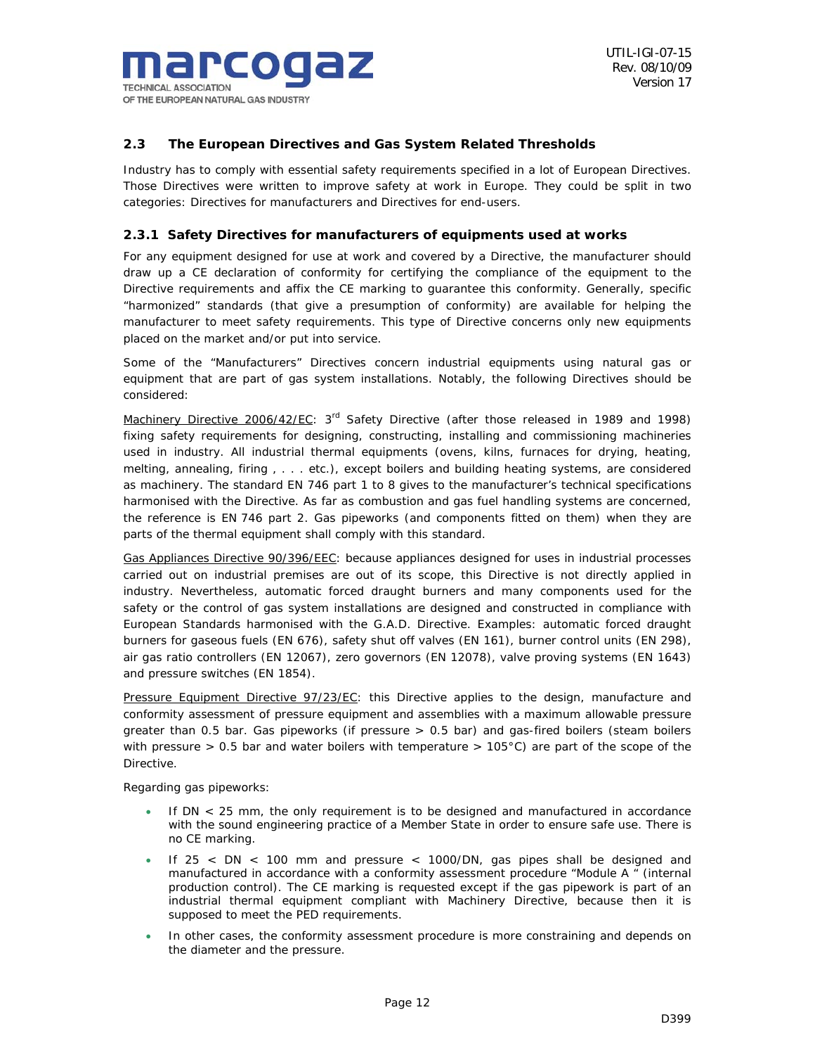## 2.3 The European Directives and Gas System Related Thresholds

Industry has to comply with essential safety requirements specified in a lot of European Directives. Those Directives were written to improve safety at work in Europe. They could be split in two categories: Directives for manufacturers and Directives for end-users.

### 2.3.1 Safety Directives for manufacturers of equipments used at works

For any equipment designed for use at work and covered by a Directive, the manufacturer should draw up a CE declaration of conformity for certifying the compliance of the equipment to the Directive requirements and affix the CE marking to guarantee this conformity. Generally, specific "harmonized" standards (that give a presumption of conformity) are available for helping the manufacturer to meet safety requirements. This type of Directive concerns only new equipments placed on the market and/or put into service.

Some of the "Manufacturers" Directives concern industrial equipments using natural gas or equipment that are part of gas system installations. Notably, the following Directives should be considered:

Machinery Directive 2006/42/EC: 3rd Safety Directive (after those released in 1989 and 1998) fixing safety requirements for designing, constructing, installing and commissioning machineries used in industry. All industrial thermal equipments (ovens, kilns, furnaces for drying, heating, melting, annealing, firing , . . . etc.), except boilers and building heating systems, are considered as machinery. The standard EN 746 part 1 to 8 gives to the manufacturer's technical specifications harmonised with the Directive. As far as combustion and gas fuel handling systems are concerned, the reference is EN 746 part 2. Gas pipeworks (and components fitted on them) when they are parts of the thermal equipment shall comply with this standard.

Gas Appliances Directive 90/396/EEC: because appliances designed for uses in industrial processes carried out on industrial premises are out of its scope, this Directive is not directly applied in industry. Nevertheless, automatic forced draught burners and many components used for the safety or the control of gas system installations are designed and constructed in compliance with European Standards harmonised with the G.A.D. Directive. Examples: automatic forced draught burners for gaseous fuels (EN 676), safety shut off valves (EN 161), burner control units (EN 298), air gas ratio controllers (EN 12067), zero governors (EN 12078), valve proving systems (EN 1643) and pressure switches (EN 1854).

Pressure Equipment Directive 97/23/EC: this Directive applies to the design, manufacture and conformity assessment of pressure equipment and assemblies with a maximum allowable pressure greater than 0.5 bar. Gas pipeworks (if pressure > 0.5 bar) and gas-fired boilers (steam boilers with pressure > 0.5 bar and water boilers with temperature > 105°C) are part of the scope of the Directive.

Regarding gas pipeworks:

- If DN < 25 mm, the only requirement is to be designed and manufactured in accordance with the sound engineering practice of a Member State in order to ensure safe use. There is no CE marking.
- If 25 < DN < 100 mm and pressure < 1000/DN, gas pipes shall be designed and manufactured in accordance with a conformity assessment procedure "Module A " (internal production control). The CE marking is requested except if the gas pipework is part of an industrial thermal equipment compliant with Machinery Directive, because then it is supposed to meet the PED requirements.
- In other cases, the conformity assessment procedure is more constraining and depends on the diameter and the pressure.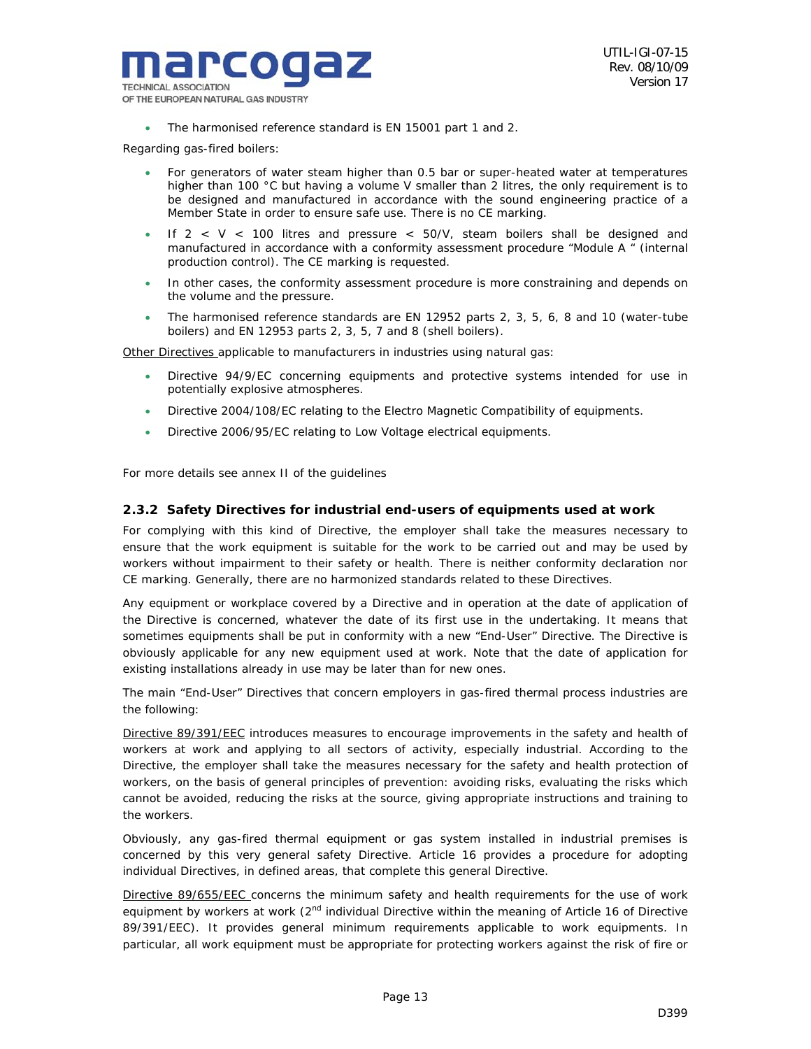- The harmonised reference standard is EN 15001 part 1 and 2.

Regarding gas-fired boilers:

- For generators of water steam higher than 0.5 bar or super-heated water at temperatures higher than 100 °C but having a volume V smaller than 2 litres, the only requirement is to be designed and manufactured in accordance with the sound engineering practice of a Member State in order to ensure safe use. There is no CE marking.
- If 2 < V < 100 litres and pressure < 50/V, steam boilers shall be designed and manufactured in accordance with a conformity assessment procedure "Module A " (internal production control). The CE marking is requested.
- In other cases, the conformity assessment procedure is more constraining and depends on the volume and the pressure.
- The harmonised reference standards are EN 12952 parts 2, 3, 5, 6, 8 and 10 (water-tube boilers) and EN 12953 parts 2, 3, 5, 7 and 8 (shell boilers).

Other Directives applicable to manufacturers in industries using natural gas:

- Directive 94/9/EC concerning equipments and protective systems intended for use in potentially explosive atmospheres.
- Directive 2004/108/EC relating to the Electro Magnetic Compatibility of equipments.
- Directive 2006/95/EC relating to Low Voltage electrical equipments.

For more details see annex II of the guidelines

### 2.3.2 Safety Directives for industrial end-users of equipments used at work

For complying with this kind of Directive, the employer shall take the measures necessary to ensure that the work equipment is suitable for the work to be carried out and may be used by workers without impairment to their safety or health. There is neither conformity declaration nor CE marking. Generally, there are no harmonized standards related to these Directives.

Any equipment or workplace covered by a Directive and in operation at the date of application of the Directive is concerned, whatever the date of its first use in the undertaking. It means that sometimes equipments shall be put in conformity with a new "End-User" Directive. The Directive is obviously applicable for any new equipment used at work. Note that the date of application for existing installations already in use may be later than for new ones.

The main "End-User" Directives that concern employers in gas-fired thermal process industries are the following:

Directive 89/391/EEC introduces measures to encourage improvements in the safety and health of workers at work and applying to all sectors of activity, especially industrial. According to the Directive, the employer shall take the measures necessary for the safety and health protection of workers, on the basis of general principles of prevention: avoiding risks, evaluating the risks which cannot be avoided, reducing the risks at the source, giving appropriate instructions and training to the workers.

Obviously, any gas-fired thermal equipment or gas system installed in industrial premises is concerned by this very general safety Directive. Article 16 provides a procedure for adopting individual Directives, in defined areas, that complete this general Directive.

Directive 89/655/EEC concerns the minimum safety and health requirements for the use of work equipment by workers at work (2nd individual Directive within the meaning of Article 16 of Directive 89/391/EEC). It provides general minimum requirements applicable to work equipments. In particular, all work equipment must be appropriate for protecting workers against the risk of fire or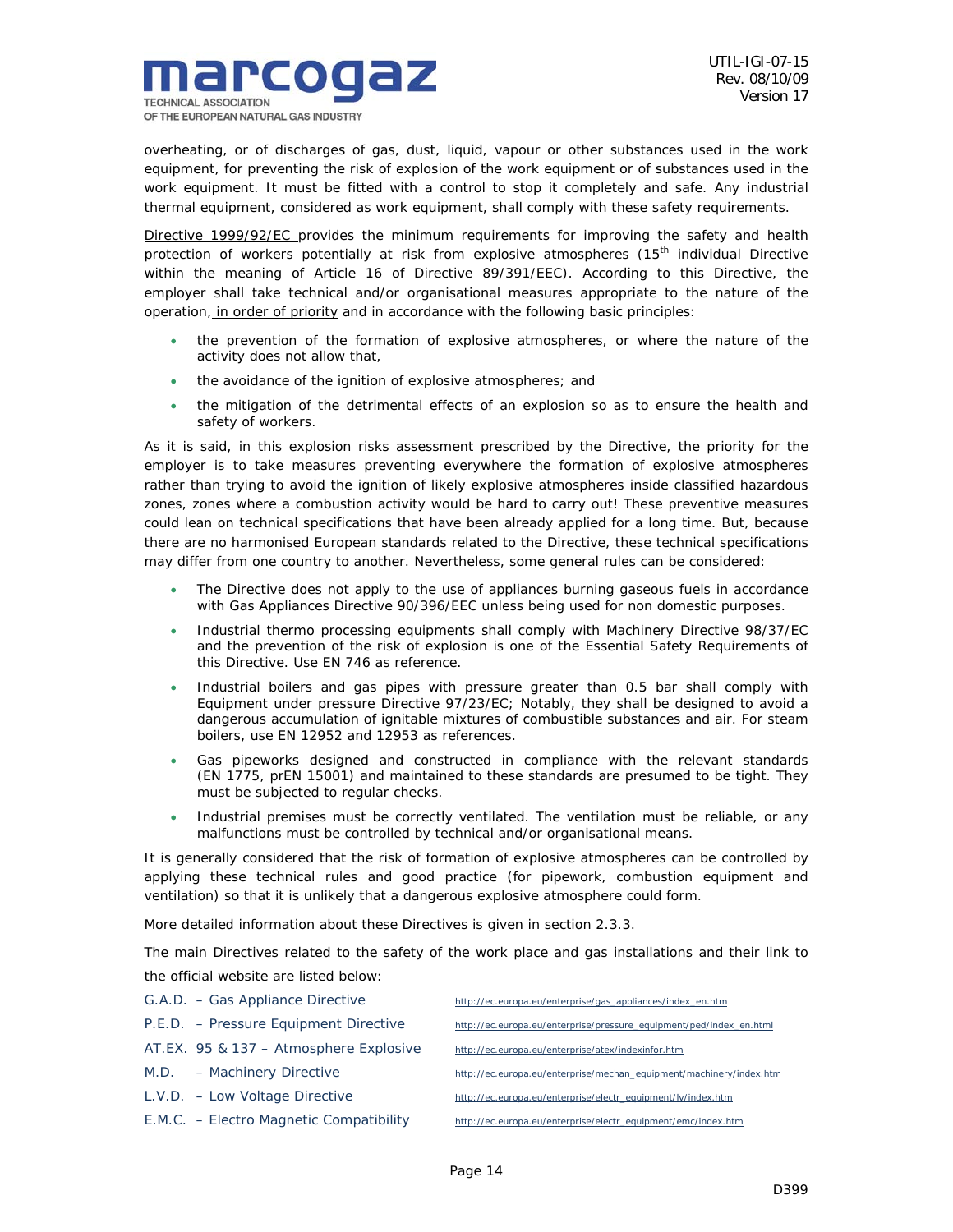overheating, or of discharges of gas, dust, liquid, vapour or other substances used in the work equipment, for preventing the risk of explosion of the work equipment or of substances used in the work equipment. It must be fitted with a control to stop it completely and safe. Any industrial thermal equipment, considered as work equipment, shall comply with these safety requirements.

Directive 1999/92/EC provides the minimum requirements for improving the safety and health protection of workers potentially at risk from explosive atmospheres (15th individual Directive within the meaning of Article 16 of Directive 89/391/EEC). According to this Directive, the employer shall take technical and/or organisational measures appropriate to the nature of the operation, in order of priority and in accordance with the following basic principles:

- the prevention of the formation of explosive atmospheres, or where the nature of the activity does not allow that,
- the avoidance of the ignition of explosive atmospheres; and
- the mitigation of the detrimental effects of an explosion so as to ensure the health and safety of workers.

As it is said, in this explosion risks assessment prescribed by the Directive, the priority for the employer is to take measures preventing everywhere the formation of explosive atmospheres rather than trying to avoid the ignition of likely explosive atmospheres inside classified hazardous zones, zones where a combustion activity would be hard to carry out! These preventive measures could lean on technical specifications that have been already applied for a long time. But, because there are no harmonised European standards related to the Directive, these technical specifications may differ from one country to another. Nevertheless, some general rules can be considered:

- The Directive does not apply to the use of appliances burning gaseous fuels in accordance with Gas Appliances Directive 90/396/EEC unless being used for non domestic purposes.
- Industrial thermo processing equipments shall comply with Machinery Directive 98/37/EC and the prevention of the risk of explosion is one of the Essential Safety Requirements of this Directive. Use EN 746 as reference.
- Industrial boilers and gas pipes with pressure greater than 0.5 bar shall comply with Equipment under pressure Directive 97/23/EC; Notably, they shall be designed to avoid a dangerous accumulation of ignitable mixtures of combustible substances and air. For steam boilers, use EN 12952 and 12953 as references.
- Gas pipeworks designed and constructed in compliance with the relevant standards (EN 1775, prEN 15001) and maintained to these standards are presumed to be tight. They must be subjected to regular checks.
- Industrial premises must be correctly ventilated. The ventilation must be reliable, or any malfunctions must be controlled by technical and/or organisational means.

It is generally considered that the risk of formation of explosive atmospheres can be controlled by applying these technical rules and good practice (for pipework, combustion equipment and ventilation) so that it is unlikely that a dangerous explosive atmosphere could form.

More detailed information about these Directives is given in section 2.3.3.

The main Directives related to the safety of the work place and gas installations and their link to the official website are listed below:

| | |
|---|---|
| G.A.D. – Gas Appliance Directive | http://ec.europa.eu/enterprise/gas_appliances/index_en.htm |
| P.E.D. – Pressure Equipment Directive | http://ec.europa.eu/enterprise/pressure_equipment/ped/index_en.html |
| AT.EX. 95 & 137 – Atmosphere Explosive | http://ec.europa.eu/enterprise/atex/indexinfor.htm |
| M.D. – Machinery Directive | http://ec.europa.eu/enterprise/mechan_equipment/machinery/index.htm |
| L.V.D. – Low Voltage Directive | http://ec.europa.eu/enterprise/electr_equipment/lv/index.htm |
| E.M.C. – Electro Magnetic Compatibility | http://ec.europa.eu/enterprise/electr_equipment/emc/index.htm |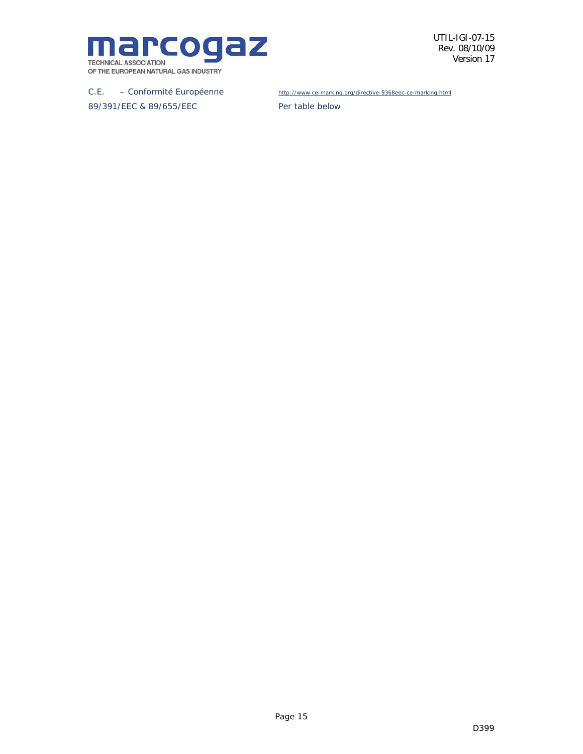| | |
|---|---|
| C.E. – Conformité Européenne | http://www.ce-marking.org/directive-9368eec-ce-marking.html |
| 89/391/EEC & 89/655/EEC | Per table below |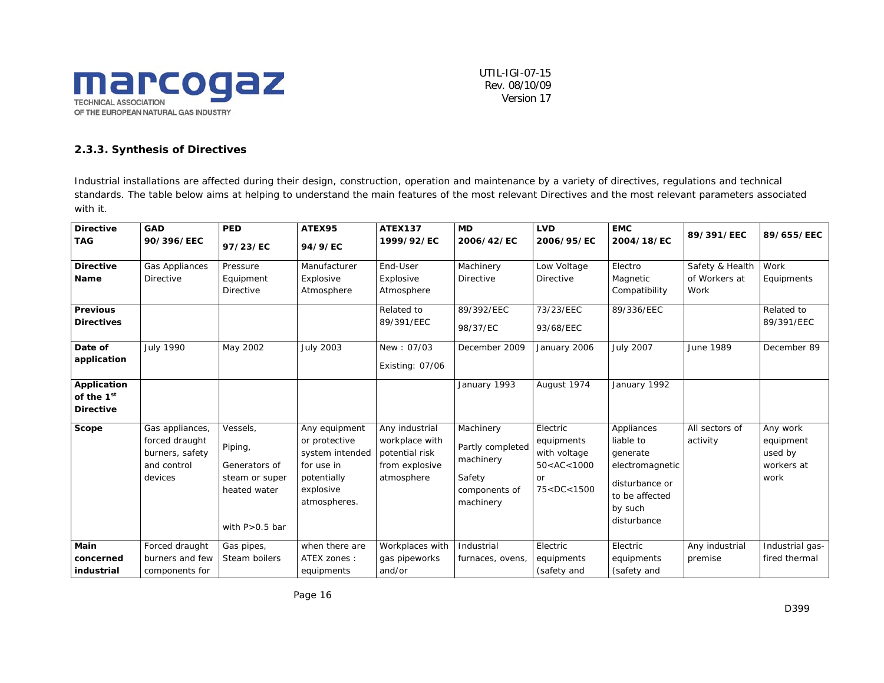### 2.3.3. Synthesis of Directives

Industrial installations are affected during their design, construction, operation and maintenance by a variety of directives, regulations and technical standards. The table below aims at helping to understand the main features of the most relevant Directives and the most relevant parameters associated with it.

| **Directive TAG** | **GAD 90/396/EEC** | **PED 97/23/EC** | **ATEX95 94/9/EC** | **ATEX137 1999/92/EC** | **MD 2006/42/EC** | **LVD 2006/95/EC** | **EMC 2004/18/EC** | **89/391/EEC** | **89/655/EEC** |
|---|---|---|---|---|---|---|---|---|---|
| **Directive Name** | Gas Appliances Directive | Pressure Equipment Directive | Manufacturer Explosive Atmosphere | End-User Explosive Atmosphere | Machinery Directive | Low Voltage Directive | Electro Magnetic Compatibility | Safety & Health of Workers at Work | Work Equipments |
| **Previous Directives** | | | | Related to 89/391/EEC | 89/392/EEC 98/37/EC | 73/23/EEC 93/68/EEC | 89/336/EEC | | Related to 89/391/EEC |
| **Date of application** | July 1990 | May 2002 | July 2003 | New : 07/03 Existing: 07/06 | December 2009 | January 2006 | July 2007 | June 1989 | December 89 |
| **Application of the 1st Directive** | | | | | January 1993 | August 1974 | January 1992 | | |
| **Scope** | Gas appliances, forced draught burners, safety and control devices | Vessels, Piping, Generators of steam or super heated water with P>0.5 bar | Any equipment or protective system intended for use in potentially explosive atmospheres. | Any industrial workplace with potential risk from explosive atmosphere | Machinery Partly completed machinery Safety components of machinery | Electric equipments with voltage 50<AC<1000 or 75<DC<1500 | Appliances liable to generate electromagnetic disturbance or to be affected by such disturbance | All sectors of activity | Any work equipment used by workers at work |
| **Main concerned industrial** | Forced draught burners and few components for | Gas pipes, Steam boilers | when there are ATEX zones : equipments | Workplaces with gas pipeworks and/or | Industrial furnaces, ovens, | Electric equipments (safety and | Electric equipments (safety and | Any industrial premise | Industrial gas-fired thermal |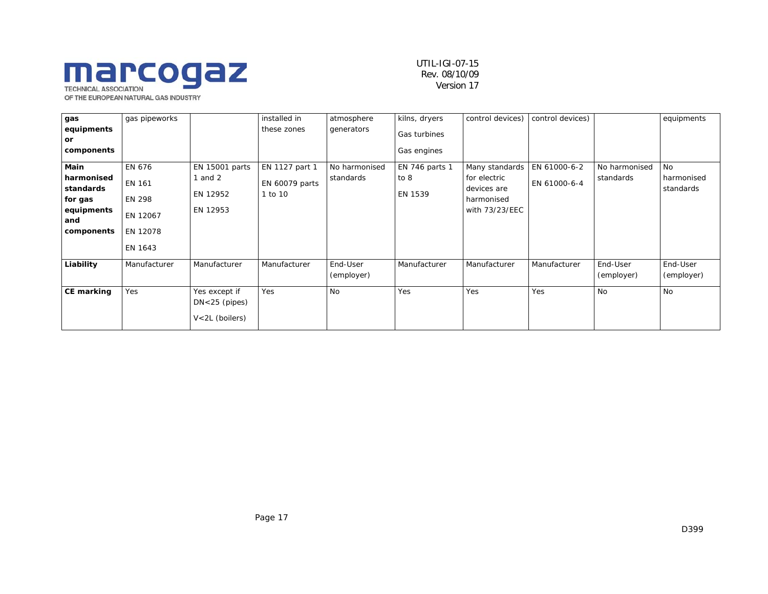| gas equipments or components | gas pipeworks | | installed in these zones | atmosphere generators | kilns, dryers<br>Gas turbines<br>Gas engines | control devices) | control devices) | | equipments |
|---|---|---|---|---|---|---|---|---|---|
| **Main harmonised standards for gas equipments and components** | EN 676<br>EN 161<br>EN 298<br>EN 12067<br>EN 12078<br>EN 1643 | EN 15001 parts 1 and 2<br>EN 12952<br>EN 12953 | EN 1127 part 1<br>EN 60079 parts 1 to 10 | No harmonised standards | EN 746 parts 1 to 8<br>EN 1539 | Many standards for electric devices are harmonised with 73/23/EEC | EN 61000-6-2<br>EN 61000-6-4 | No harmonised standards | No harmonised standards |
| **Liability** | Manufacturer | Manufacturer | Manufacturer | End-User (employer) | Manufacturer | Manufacturer | Manufacturer | End-User (employer) | End-User (employer) |
| **CE marking** | Yes | Yes except if DN<25 (pipes)<br>V<2L (boilers) | Yes | No | Yes | Yes | Yes | No | No |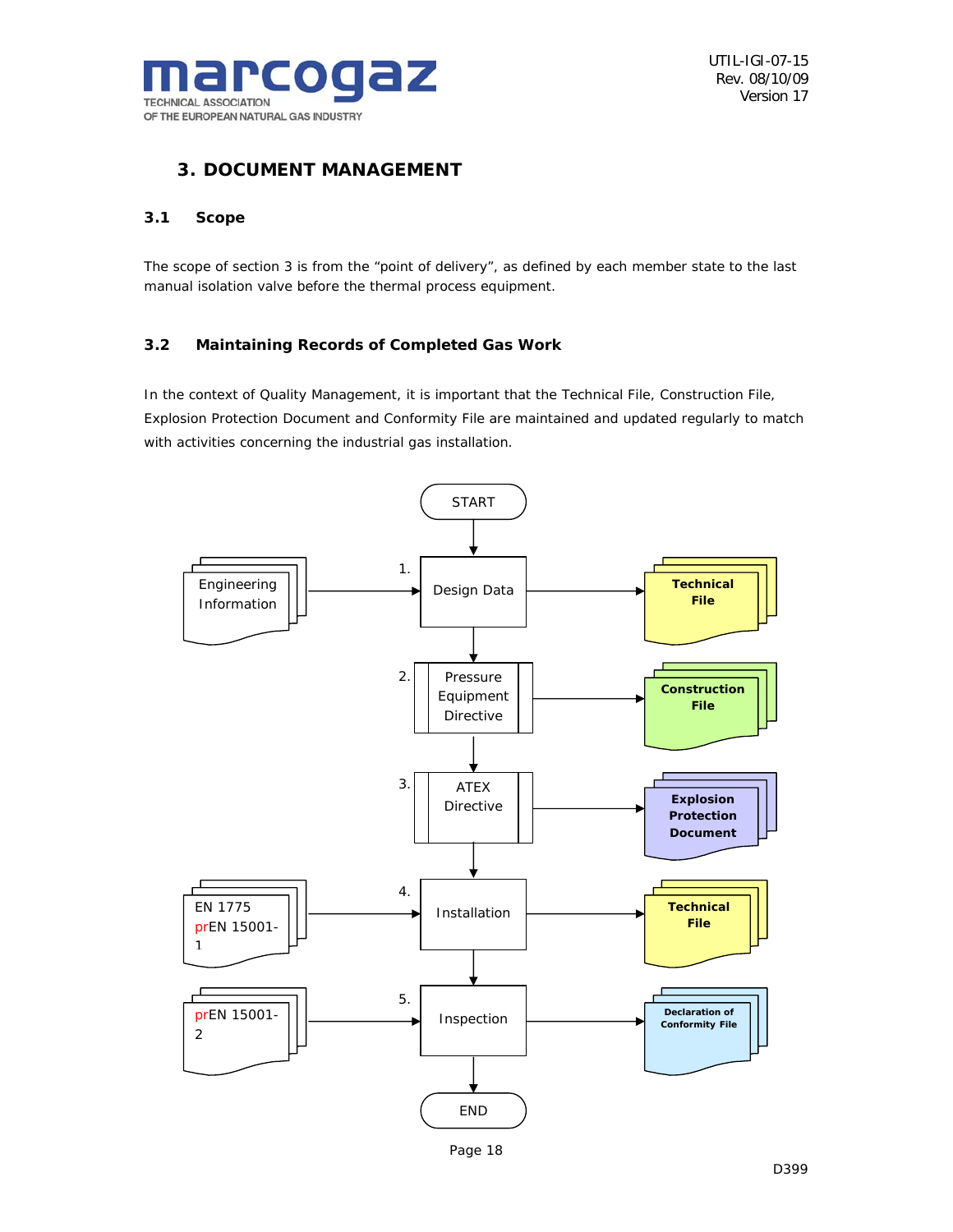# 3. DOCUMENT MANAGEMENT

## 3.1 Scope

The scope of section 3 is from the "point of delivery", as defined by each member state to the last manual isolation valve before the thermal process equipment.

## 3.2 Maintaining Records of Completed Gas Work

In the context of Quality Management, it is important that the Technical File, Construction File, Explosion Protection Document and Conformity File are maintained and updated regularly to match with activities concerning the industrial gas installation.

START

1. Design Data ← Engineering Information → **Technical File**

2. Pressure Equipment Directive → **Construction File**

3. ATEX Directive → **Explosion Protection Document**

4. Installation ← EN 1775, prEN 15001-1 → **Technical File**

5. Inspection ← prEN 15001-2 → **Declaration of Conformity File**

END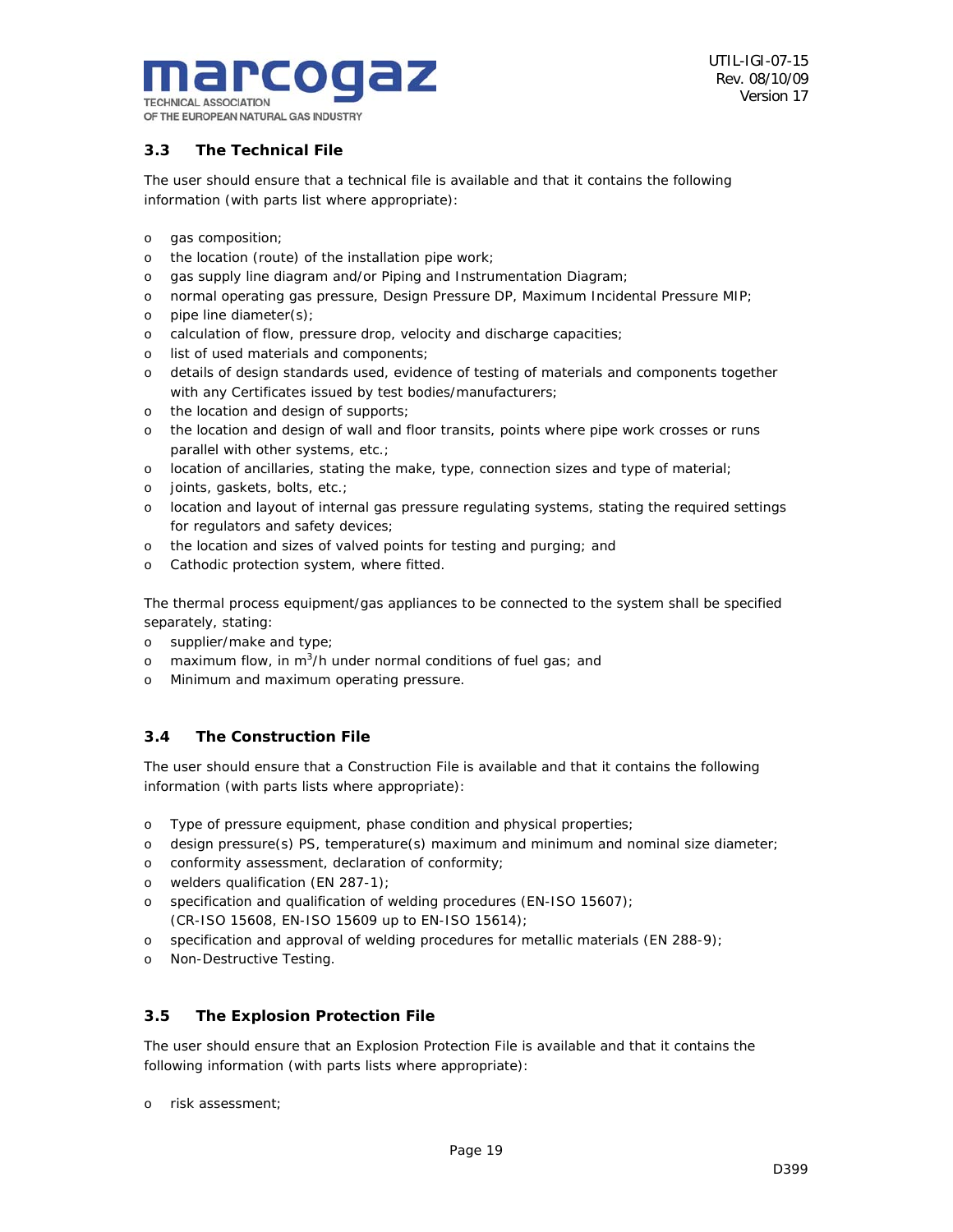## 3.3 The Technical File

The user should ensure that a technical file is available and that it contains the following information (with parts list where appropriate):

- gas composition;
- the location (route) of the installation pipe work;
- gas supply line diagram and/or Piping and Instrumentation Diagram;
- normal operating gas pressure, Design Pressure DP, Maximum Incidental Pressure MIP;
- pipe line diameter(s);
- calculation of flow, pressure drop, velocity and discharge capacities;
- list of used materials and components;
- details of design standards used, evidence of testing of materials and components together with any Certificates issued by test bodies/manufacturers;
- the location and design of supports;
- the location and design of wall and floor transits, points where pipe work crosses or runs parallel with other systems, etc.;
- location of ancillaries, stating the make, type, connection sizes and type of material;
- joints, gaskets, bolts, etc.;
- location and layout of internal gas pressure regulating systems, stating the required settings for regulators and safety devices;
- the location and sizes of valved points for testing and purging; and
- Cathodic protection system, where fitted.

The thermal process equipment/gas appliances to be connected to the system shall be specified separately, stating:

- supplier/make and type;
- maximum flow, in $m^3/h$ under normal conditions of fuel gas; and
- Minimum and maximum operating pressure.

## 3.4 The Construction File

The user should ensure that a Construction File is available and that it contains the following information (with parts lists where appropriate):

- Type of pressure equipment, phase condition and physical properties;
- design pressure(s) PS, temperature(s) maximum and minimum and nominal size diameter;
- conformity assessment, declaration of conformity;
- welders qualification (EN 287-1);
- specification and qualification of welding procedures (EN-ISO 15607);
  (CR-ISO 15608, EN-ISO 15609 up to EN-ISO 15614);
- specification and approval of welding procedures for metallic materials (EN 288-9);
- Non-Destructive Testing.

## 3.5 The Explosion Protection File

The user should ensure that an Explosion Protection File is available and that it contains the following information (with parts lists where appropriate):

- risk assessment;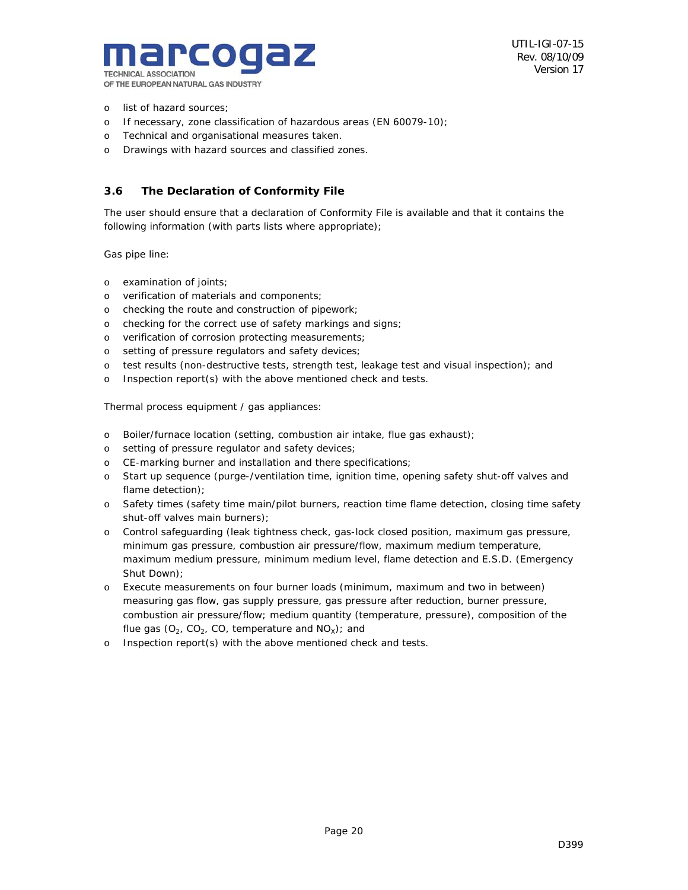- list of hazard sources;
- If necessary, zone classification of hazardous areas (EN 60079-10);
- Technical and organisational measures taken.
- Drawings with hazard sources and classified zones.

### 3.6 The Declaration of Conformity File

The user should ensure that a declaration of Conformity File is available and that it contains the following information (with parts lists where appropriate);

Gas pipe line:

- examination of joints;
- verification of materials and components;
- checking the route and construction of pipework;
- checking for the correct use of safety markings and signs;
- verification of corrosion protecting measurements;
- setting of pressure regulators and safety devices;
- test results (non-destructive tests, strength test, leakage test and visual inspection); and
- Inspection report(s) with the above mentioned check and tests.

Thermal process equipment / gas appliances:

- Boiler/furnace location (setting, combustion air intake, flue gas exhaust);
- setting of pressure regulator and safety devices;
- CE-marking burner and installation and there specifications;
- Start up sequence (purge-/ventilation time, ignition time, opening safety shut-off valves and flame detection);
- Safety times (safety time main/pilot burners, reaction time flame detection, closing time safety shut-off valves main burners);
- Control safeguarding (leak tightness check, gas-lock closed position, maximum gas pressure, minimum gas pressure, combustion air pressure/flow, maximum medium temperature, maximum medium pressure, minimum medium level, flame detection and E.S.D. (Emergency Shut Down);
- Execute measurements on four burner loads (minimum, maximum and two in between) measuring gas flow, gas supply pressure, gas pressure after reduction, burner pressure, combustion air pressure/flow; medium quantity (temperature, pressure), composition of the flue gas ($O_2$, $CO_2$, CO, temperature and $NO_X$); and
- Inspection report(s) with the above mentioned check and tests.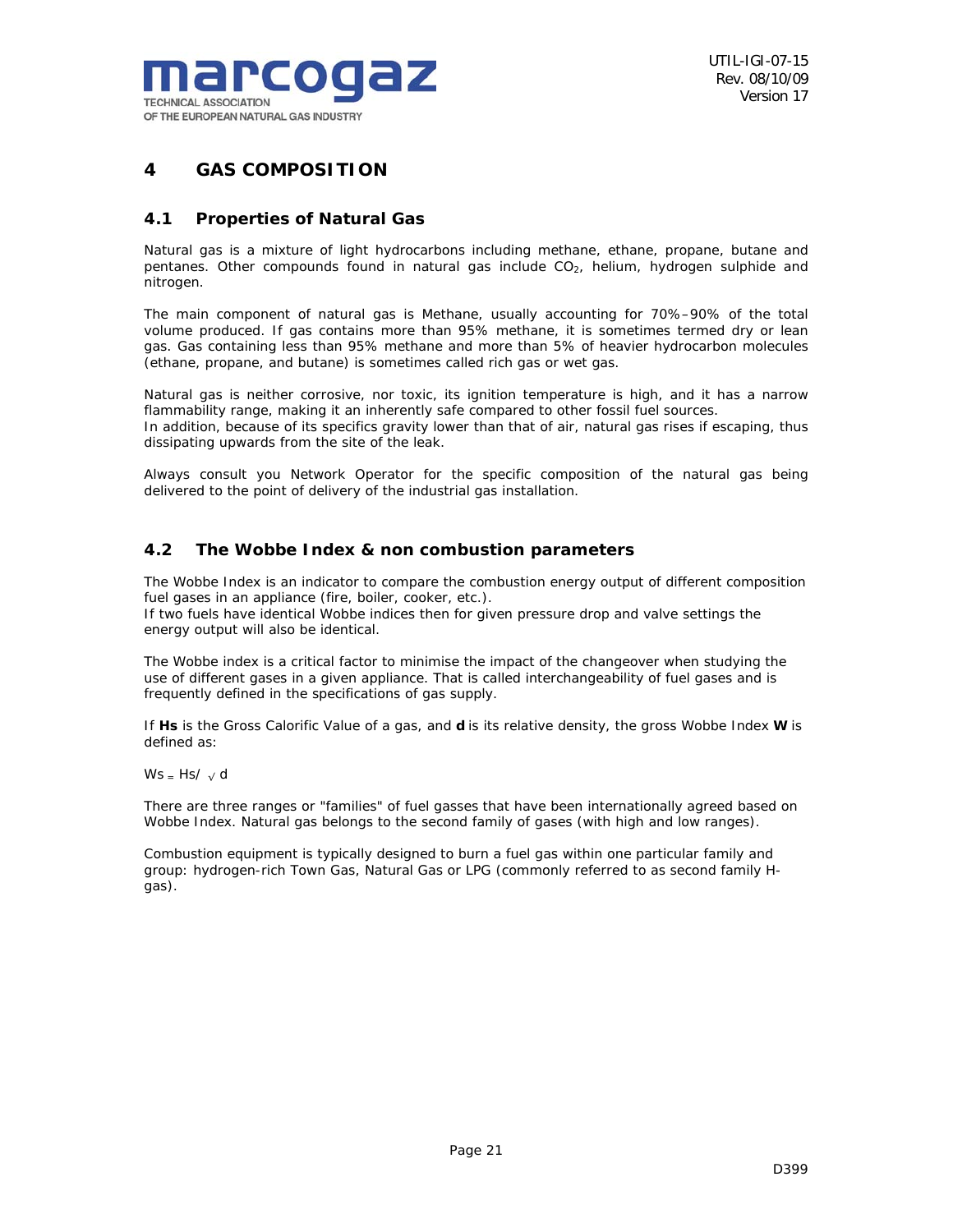# 4 GAS COMPOSITION

## 4.1 Properties of Natural Gas

Natural gas is a mixture of light hydrocarbons including methane, ethane, propane, butane and pentanes. Other compounds found in natural gas include $CO_2$, helium, hydrogen sulphide and nitrogen.

The main component of natural gas is Methane, usually accounting for 70%–90% of the total volume produced. If gas contains more than 95% methane, it is sometimes termed dry or lean gas. Gas containing less than 95% methane and more than 5% of heavier hydrocarbon molecules (ethane, propane, and butane) is sometimes called rich gas or wet gas.

Natural gas is neither corrosive, nor toxic, its ignition temperature is high, and it has a narrow flammability range, making it an inherently safe compared to other fossil fuel sources.
In addition, because of its specifics gravity lower than that of air, natural gas rises if escaping, thus dissipating upwards from the site of the leak.

Always consult you Network Operator for the specific composition of the natural gas being delivered to the point of delivery of the industrial gas installation.

## 4.2 The Wobbe Index & non combustion parameters

The Wobbe Index is an indicator to compare the combustion energy output of different composition fuel gases in an appliance (fire, boiler, cooker, etc.).
If two fuels have identical Wobbe indices then for given pressure drop and valve settings the energy output will also be identical.

The Wobbe index is a critical factor to minimise the impact of the changeover when studying the use of different gases in a given appliance. That is called interchangeability of fuel gases and is frequently defined in the specifications of gas supply.

If **Hs** is the Gross Calorific Value of a gas, and **d** is its relative density, the gross Wobbe Index **W** is defined as:

$$Ws = Hs / \sqrt{d}$$

There are three ranges or "families" of fuel gasses that have been internationally agreed based on Wobbe Index. Natural gas belongs to the second family of gases (with high and low ranges).

Combustion equipment is typically designed to burn a fuel gas within one particular family and group: hydrogen-rich Town Gas, Natural Gas or LPG (commonly referred to as second family H-gas).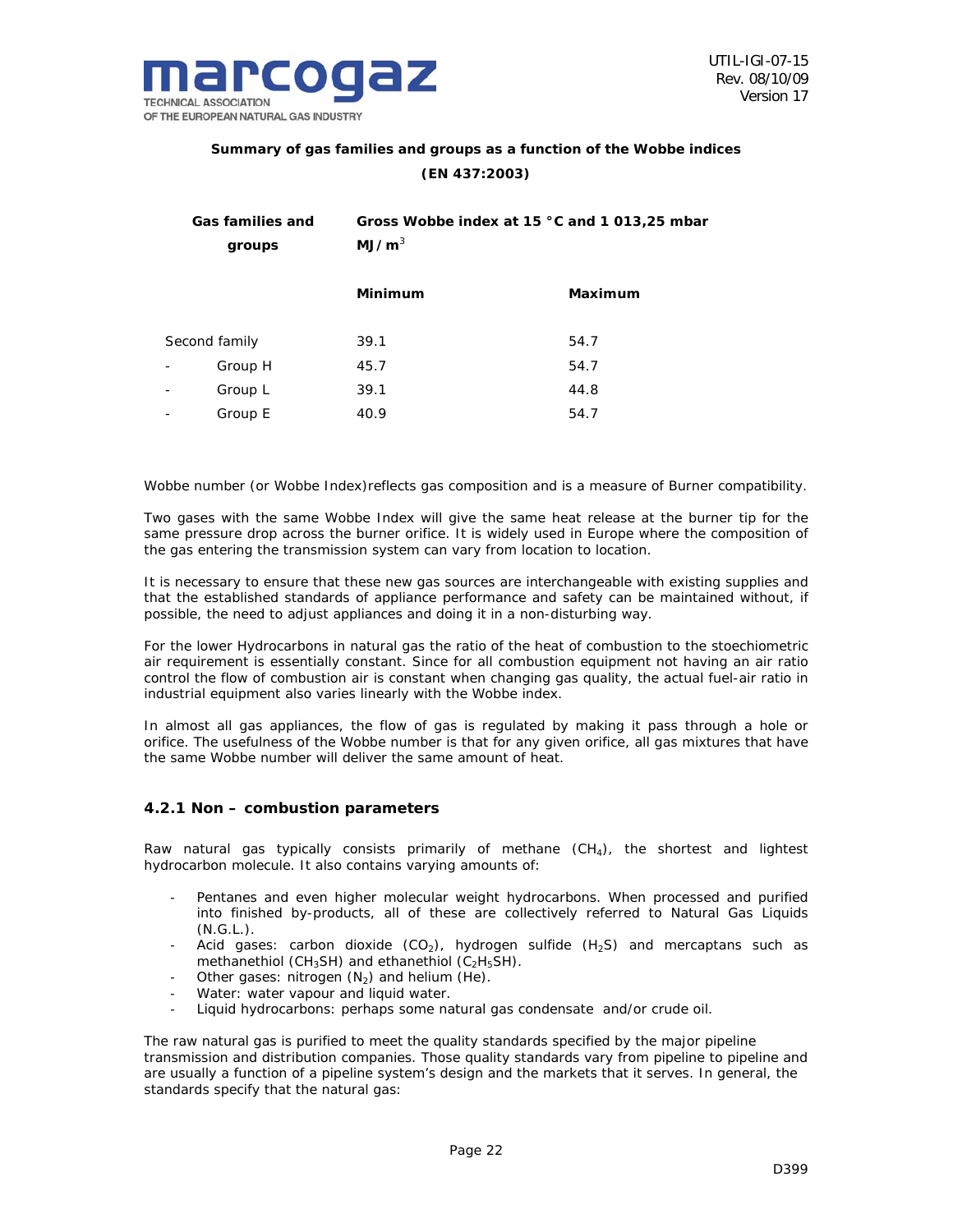**Summary of gas families and groups as a function of the Wobbe indices**

**(EN 437:2003)**

| Gas families and groups | Gross Wobbe index at 15 °C and 1 013,25 mbar MJ/m$^3$ | |
|---|---|---|
| | **Minimum** | **Maximum** |
| Second family | 39.1 | 54.7 |
| - Group H | 45.7 | 54.7 |
| - Group L | 39.1 | 44.8 |
| - Group E | 40.9 | 54.7 |

Wobbe number (or Wobbe Index)reflects gas composition and is a measure of Burner compatibility.

Two gases with the same Wobbe Index will give the same heat release at the burner tip for the same pressure drop across the burner orifice. It is widely used in Europe where the composition of the gas entering the transmission system can vary from location to location.

It is necessary to ensure that these new gas sources are interchangeable with existing supplies and that the established standards of appliance performance and safety can be maintained without, if possible, the need to adjust appliances and doing it in a non-disturbing way.

For the lower Hydrocarbons in natural gas the ratio of the heat of combustion to the stoechiometric air requirement is essentially constant. Since for all combustion equipment not having an air ratio control the flow of combustion air is constant when changing gas quality, the actual fuel-air ratio in industrial equipment also varies linearly with the Wobbe index.

In almost all gas appliances, the flow of gas is regulated by making it pass through a hole or orifice. The usefulness of the Wobbe number is that for any given orifice, all gas mixtures that have the same Wobbe number will deliver the same amount of heat.

### 4.2.1 Non – combustion parameters

Raw natural gas typically consists primarily of methane ($CH_4$), the shortest and lightest hydrocarbon molecule. It also contains varying amounts of:

- Pentanes and even higher molecular weight hydrocarbons. When processed and purified into finished by-products, all of these are collectively referred to Natural Gas Liquids (N.G.L.).
- Acid gases: carbon dioxide ($CO_2$), hydrogen sulfide ($H_2S$) and mercaptans such as methanethiol ($CH_3SH$) and ethanethiol ($C_2H_5SH$).
- Other gases: nitrogen ($N_2$) and helium (He).
- Water: water vapour and liquid water.
- Liquid hydrocarbons: perhaps some natural gas condensate and/or crude oil.

The raw natural gas is purified to meet the quality standards specified by the major pipeline transmission and distribution companies. Those quality standards vary from pipeline to pipeline and are usually a function of a pipeline system's design and the markets that it serves. In general, the standards specify that the natural gas: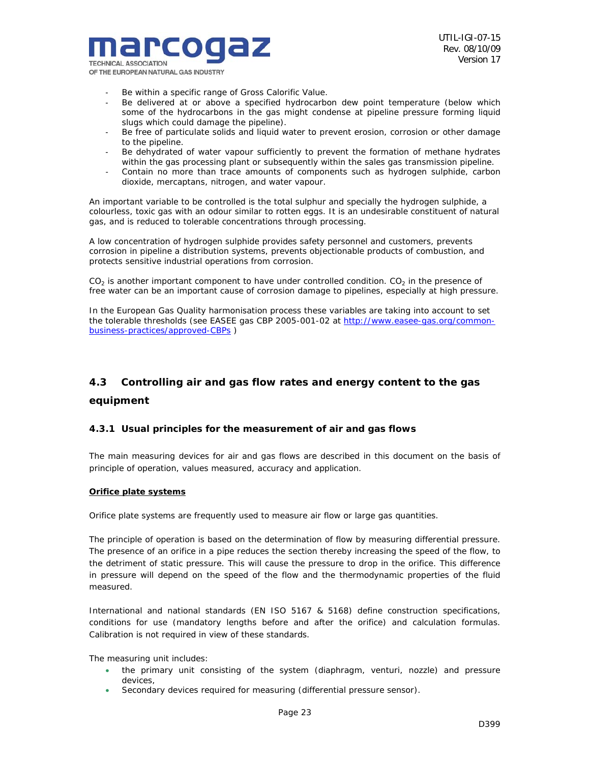- Be within a specific range of Gross Calorific Value.
- Be delivered at or above a specified hydrocarbon dew point temperature (below which some of the hydrocarbons in the gas might condense at pipeline pressure forming liquid slugs which could damage the pipeline).
- Be free of particulate solids and liquid water to prevent erosion, corrosion or other damage to the pipeline.
- Be dehydrated of water vapour sufficiently to prevent the formation of methane hydrates within the gas processing plant or subsequently within the sales gas transmission pipeline.
- Contain no more than trace amounts of components such as hydrogen sulphide, carbon dioxide, mercaptans, nitrogen, and water vapour.

An important variable to be controlled is the total sulphur and specially the hydrogen sulphide, a colourless, toxic gas with an odour similar to rotten eggs. It is an undesirable constituent of natural gas, and is reduced to tolerable concentrations through processing.

A low concentration of hydrogen sulphide provides safety personnel and customers, prevents corrosion in pipeline a distribution systems, prevents objectionable products of combustion, and protects sensitive industrial operations from corrosion.

$CO_2$ is another important component to have under controlled condition. $CO_2$ in the presence of free water can be an important cause of corrosion damage to pipelines, especially at high pressure.

In the European Gas Quality harmonisation process these variables are taking into account to set the tolerable thresholds (see EASEE gas CBP 2005-001-02 at http://www.easee-gas.org/common-business-practices/approved-CBPs )

## 4.3 Controlling air and gas flow rates and energy content to the gas equipment

### 4.3.1 Usual principles for the measurement of air and gas flows

The main measuring devices for air and gas flows are described in this document on the basis of principle of operation, values measured, accuracy and application.

**Orifice plate systems**

Orifice plate systems are frequently used to measure air flow or large gas quantities.

The principle of operation is based on the determination of flow by measuring differential pressure. The presence of an orifice in a pipe reduces the section thereby increasing the speed of the flow, to the detriment of static pressure. This will cause the pressure to drop in the orifice. This difference in pressure will depend on the speed of the flow and the thermodynamic properties of the fluid measured.

International and national standards (EN ISO 5167 & 5168) define construction specifications, conditions for use (mandatory lengths before and after the orifice) and calculation formulas. Calibration is not required in view of these standards.

The measuring unit includes:

- the primary unit consisting of the system (diaphragm, venturi, nozzle) and pressure devices,
- Secondary devices required for measuring (differential pressure sensor).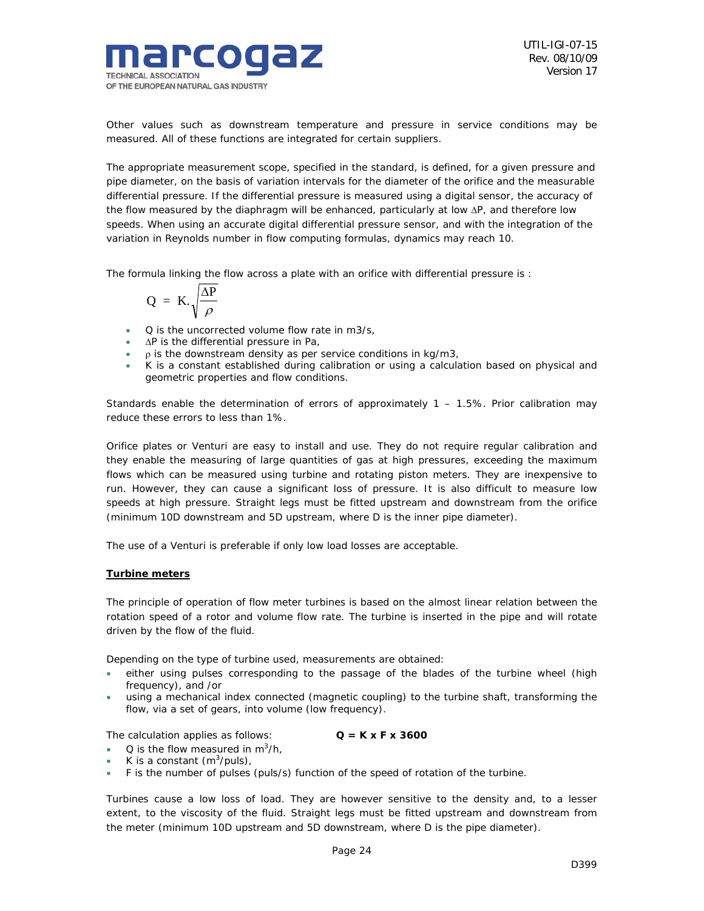Other values such as downstream temperature and pressure in service conditions may be measured. All of these functions are integrated for certain suppliers.

The appropriate measurement scope, specified in the standard, is defined, for a given pressure and pipe diameter, on the basis of variation intervals for the diameter of the orifice and the measurable differential pressure. If the differential pressure is measured using a digital sensor, the accuracy of the flow measured by the diaphragm will be enhanced, particularly at low $\Delta P$, and therefore low speeds. When using an accurate digital differential pressure sensor, and with the integration of the variation in Reynolds number in flow computing formulas, dynamics may reach 10.

The formula linking the flow across a plate with an orifice with differential pressure is :

$$Q = K.\sqrt{\frac{\Delta P}{\rho}}$$

- Q is the uncorrected volume flow rate in m3/s,
- $\Delta P$ is the differential pressure in Pa,
- $\rho$ is the downstream density as per service conditions in kg/m3,
- K is a constant established during calibration or using a calculation based on physical and geometric properties and flow conditions.

Standards enable the determination of errors of approximately 1 – 1.5%. Prior calibration may reduce these errors to less than 1%.

Orifice plates or Venturi are easy to install and use. They do not require regular calibration and they enable the measuring of large quantities of gas at high pressures, exceeding the maximum flows which can be measured using turbine and rotating piston meters. They are inexpensive to run. However, they can cause a significant loss of pressure. It is also difficult to measure low speeds at high pressure. Straight legs must be fitted upstream and downstream from the orifice (minimum 10D downstream and 5D upstream, where D is the inner pipe diameter).

The use of a Venturi is preferable if only low load losses are acceptable.

**Turbine meters**

The principle of operation of flow meter turbines is based on the almost linear relation between the rotation speed of a rotor and volume flow rate. The turbine is inserted in the pipe and will rotate driven by the flow of the fluid.

Depending on the type of turbine used, measurements are obtained:

- either using pulses corresponding to the passage of the blades of the turbine wheel (high frequency), and /or
- using a mechanical index connected (magnetic coupling) to the turbine shaft, transforming the flow, via a set of gears, into volume (low frequency).

The calculation applies as follows: **Q = K x F x 3600**

- Q is the flow measured in $m^3/h$,
- K is a constant ($m^3$/puls),
- F is the number of pulses (puls/s) function of the speed of rotation of the turbine.

Turbines cause a low loss of load. They are however sensitive to the density and, to a lesser extent, to the viscosity of the fluid. Straight legs must be fitted upstream and downstream from the meter (minimum 10D upstream and 5D downstream, where D is the pipe diameter).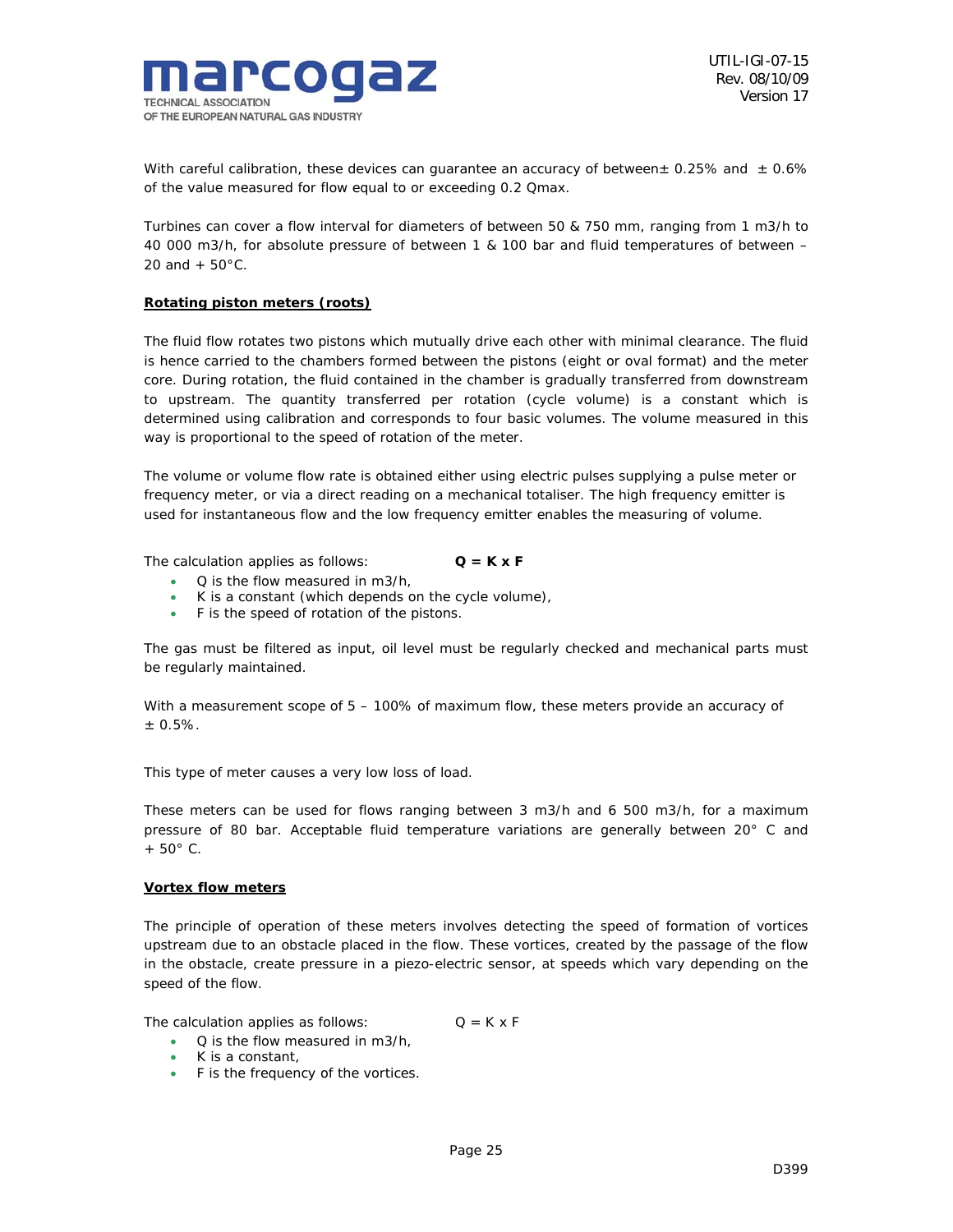With careful calibration, these devices can guarantee an accuracy of between± 0.25% and ± 0.6% of the value measured for flow equal to or exceeding 0.2 Qmax.

Turbines can cover a flow interval for diameters of between 50 & 750 mm, ranging from 1 m3/h to 40 000 m3/h, for absolute pressure of between 1 & 100 bar and fluid temperatures of between – 20 and + 50°C.

**Rotating piston meters (roots)**

The fluid flow rotates two pistons which mutually drive each other with minimal clearance. The fluid is hence carried to the chambers formed between the pistons (eight or oval format) and the meter core. During rotation, the fluid contained in the chamber is gradually transferred from downstream to upstream. The quantity transferred per rotation (cycle volume) is a constant which is determined using calibration and corresponds to four basic volumes. The volume measured in this way is proportional to the speed of rotation of the meter.

The volume or volume flow rate is obtained either using electric pulses supplying a pulse meter or frequency meter, or via a direct reading on a mechanical totaliser. The high frequency emitter is used for instantaneous flow and the low frequency emitter enables the measuring of volume.

The calculation applies as follows: **$Q = K \times F$**

- Q is the flow measured in m3/h,
- K is a constant (which depends on the cycle volume),
- F is the speed of rotation of the pistons.

The gas must be filtered as input, oil level must be regularly checked and mechanical parts must be regularly maintained.

With a measurement scope of 5 – 100% of maximum flow, these meters provide an accuracy of ± 0.5%.

This type of meter causes a very low loss of load.

These meters can be used for flows ranging between 3 m3/h and 6 500 m3/h, for a maximum pressure of 80 bar. Acceptable fluid temperature variations are generally between 20° C and + 50° C.

**Vortex flow meters**

The principle of operation of these meters involves detecting the speed of formation of vortices upstream due to an obstacle placed in the flow. These vortices, created by the passage of the flow in the obstacle, create pressure in a piezo-electric sensor, at speeds which vary depending on the speed of the flow.

The calculation applies as follows: $Q = K \times F$

- Q is the flow measured in m3/h,
- K is a constant,
- F is the frequency of the vortices.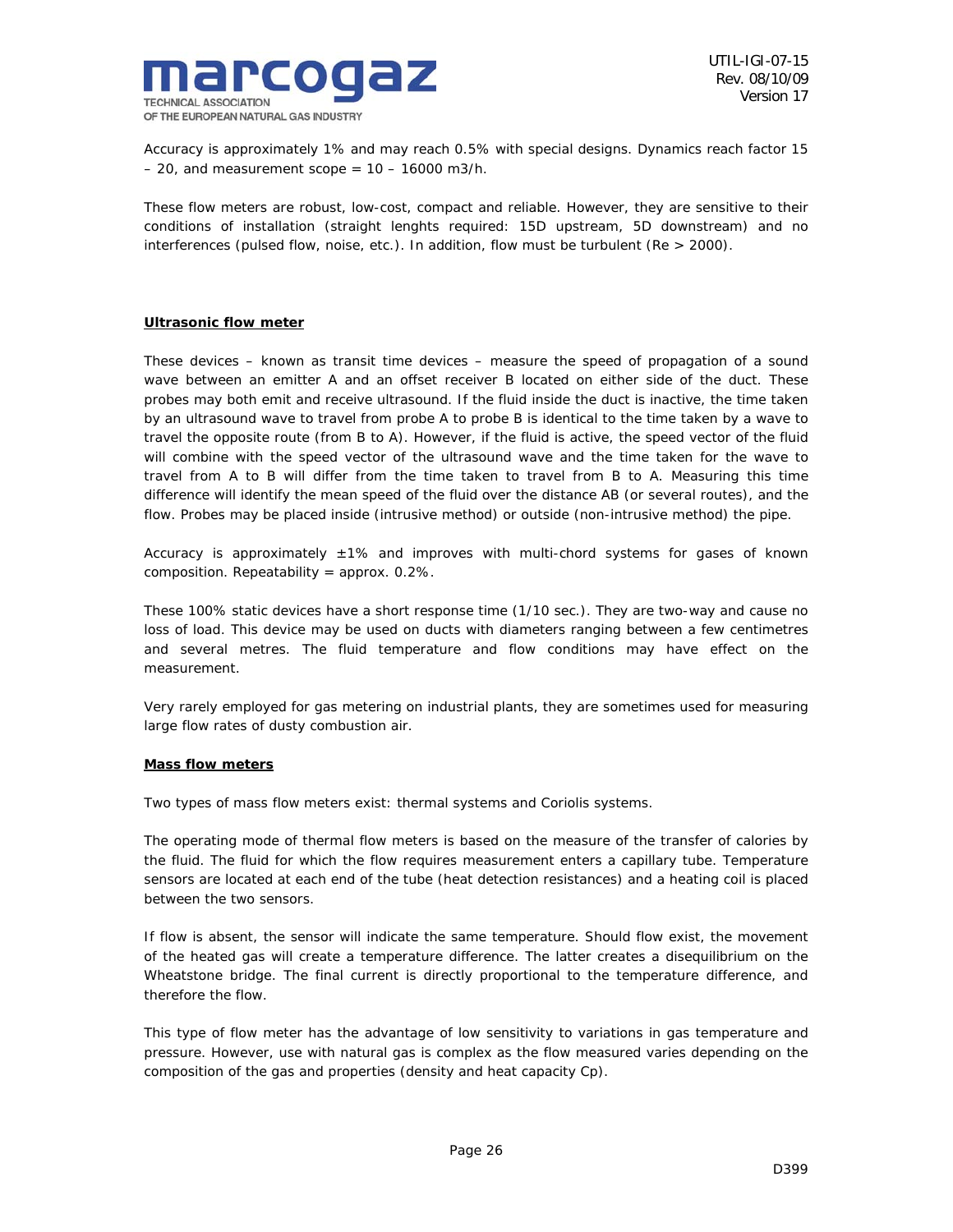Accuracy is approximately 1% and may reach 0.5% with special designs. Dynamics reach factor 15 – 20, and measurement scope = 10 – 16000 m3/h.

These flow meters are robust, low-cost, compact and reliable. However, they are sensitive to their conditions of installation (straight lenghts required: 15D upstream, 5D downstream) and no interferences (pulsed flow, noise, etc.). In addition, flow must be turbulent (Re > 2000).

**Ultrasonic flow meter**

These devices – known as transit time devices – measure the speed of propagation of a sound wave between an emitter A and an offset receiver B located on either side of the duct. These probes may both emit and receive ultrasound. If the fluid inside the duct is inactive, the time taken by an ultrasound wave to travel from probe A to probe B is identical to the time taken by a wave to travel the opposite route (from B to A). However, if the fluid is active, the speed vector of the fluid will combine with the speed vector of the ultrasound wave and the time taken for the wave to travel from A to B will differ from the time taken to travel from B to A. Measuring this time difference will identify the mean speed of the fluid over the distance AB (or several routes), and the flow. Probes may be placed inside (intrusive method) or outside (non-intrusive method) the pipe.

Accuracy is approximately ±1% and improves with multi-chord systems for gases of known composition. Repeatability = approx. 0.2%.

These 100% static devices have a short response time (1/10 sec.). They are two-way and cause no loss of load. This device may be used on ducts with diameters ranging between a few centimetres and several metres. The fluid temperature and flow conditions may have effect on the measurement.

Very rarely employed for gas metering on industrial plants, they are sometimes used for measuring large flow rates of dusty combustion air.

**Mass flow meters**

Two types of mass flow meters exist: thermal systems and Coriolis systems.

The operating mode of thermal flow meters is based on the measure of the transfer of calories by the fluid. The fluid for which the flow requires measurement enters a capillary tube. Temperature sensors are located at each end of the tube (heat detection resistances) and a heating coil is placed between the two sensors.

If flow is absent, the sensor will indicate the same temperature. Should flow exist, the movement of the heated gas will create a temperature difference. The latter creates a disequilibrium on the Wheatstone bridge. The final current is directly proportional to the temperature difference, and therefore the flow.

This type of flow meter has the advantage of low sensitivity to variations in gas temperature and pressure. However, use with natural gas is complex as the flow measured varies depending on the composition of the gas and properties (density and heat capacity Cp).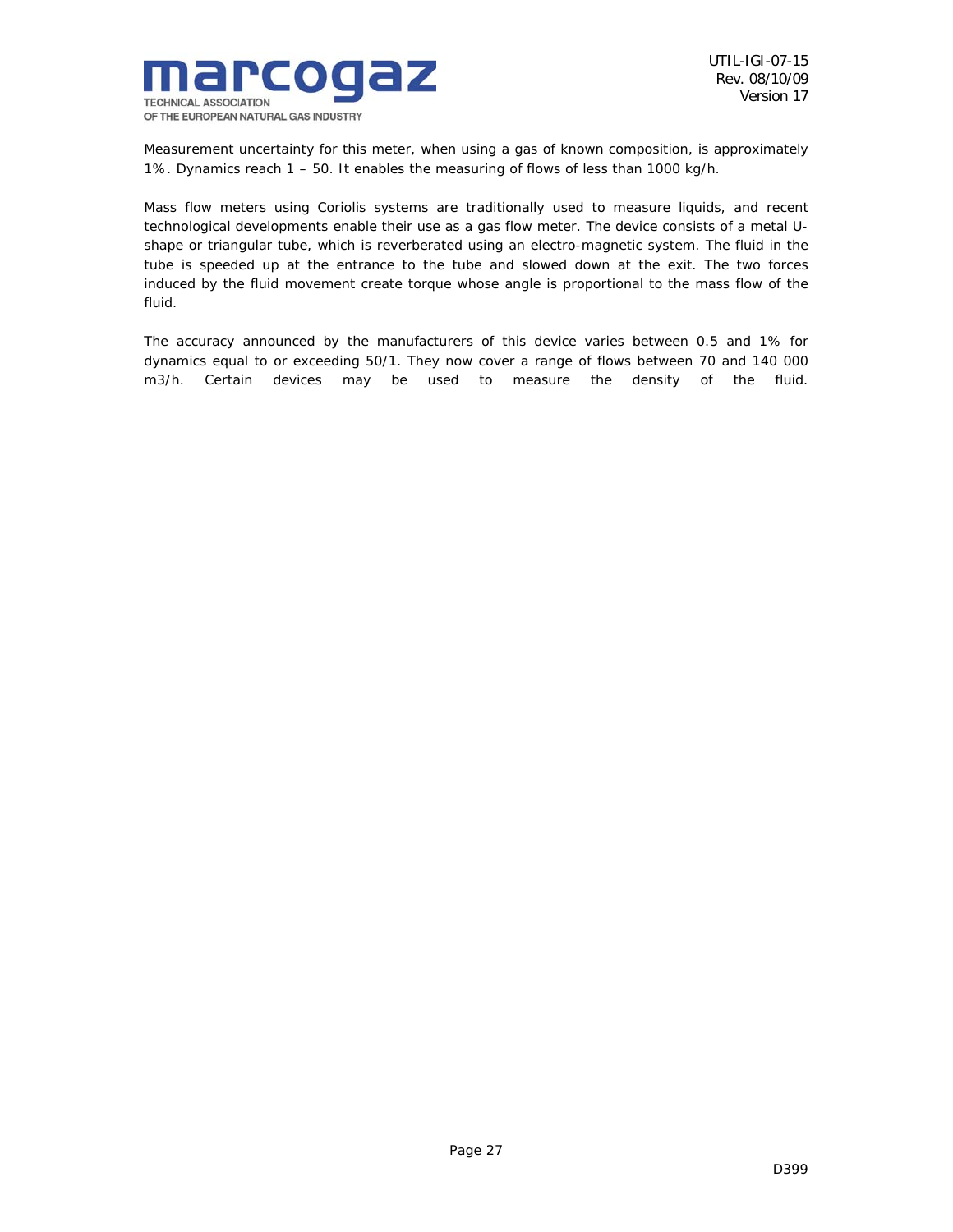Measurement uncertainty for this meter, when using a gas of known composition, is approximately 1%. Dynamics reach 1 – 50. It enables the measuring of flows of less than 1000 kg/h.

Mass flow meters using Coriolis systems are traditionally used to measure liquids, and recent technological developments enable their use as a gas flow meter. The device consists of a metal U-shape or triangular tube, which is reverberated using an electro-magnetic system. The fluid in the tube is speeded up at the entrance to the tube and slowed down at the exit. The two forces induced by the fluid movement create torque whose angle is proportional to the mass flow of the fluid.

The accuracy announced by the manufacturers of this device varies between 0.5 and 1% for dynamics equal to or exceeding 50/1. They now cover a range of flows between 70 and 140 000 m3/h. Certain devices may be used to measure the density of the fluid.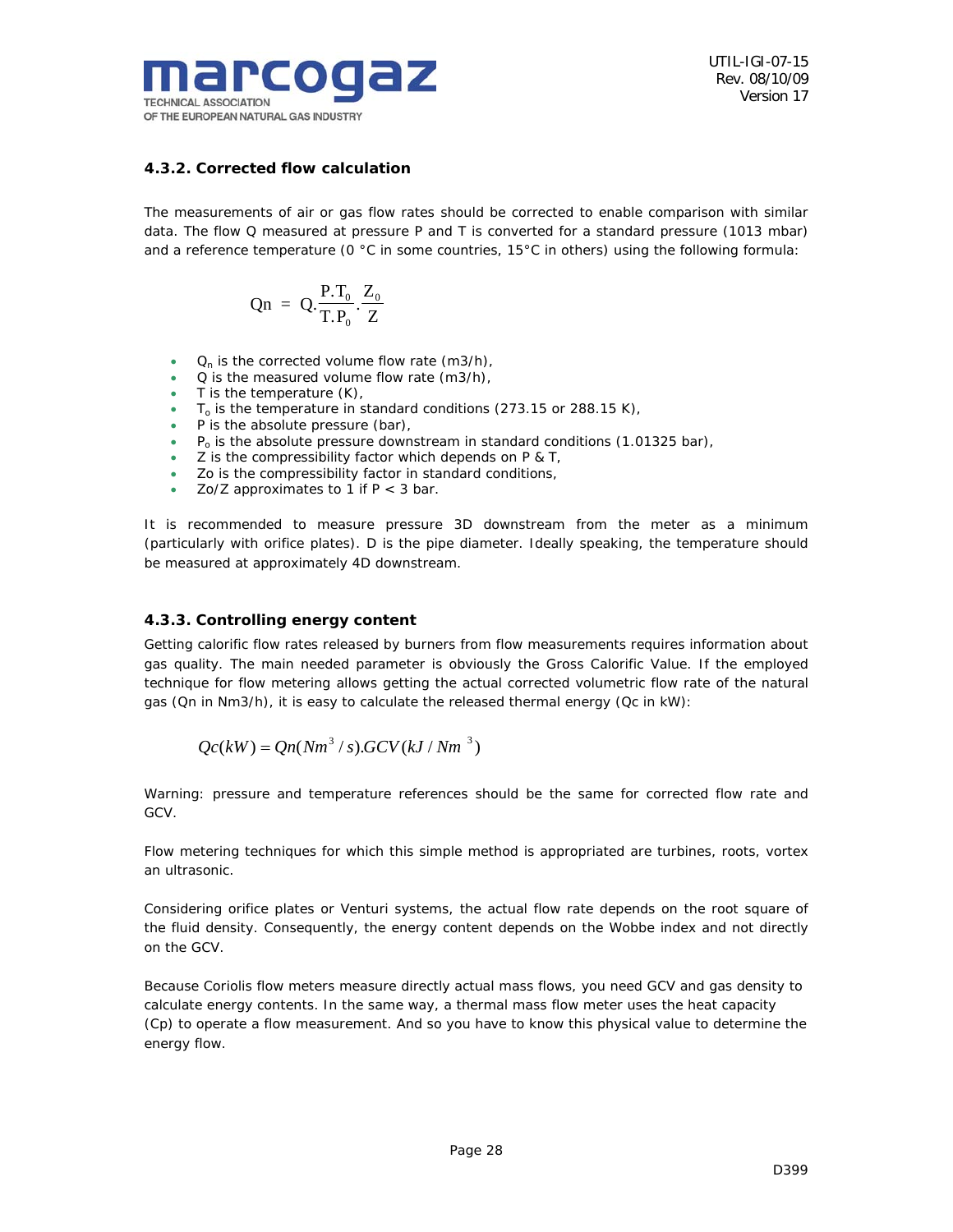### 4.3.2. Corrected flow calculation

The measurements of air or gas flow rates should be corrected to enable comparison with similar data. The flow Q measured at pressure P and T is converted for a standard pressure (1013 mbar) and a reference temperature (0 °C in some countries, 15°C in others) using the following formula:

$$Qn = Q.\frac{P.T_0}{T.P_0}.\frac{Z_0}{Z}$$

- $Q_n$ is the corrected volume flow rate (m3/h),
- Q is the measured volume flow rate (m3/h),
- T is the temperature (K),
- $T_o$ is the temperature in standard conditions (273.15 or 288.15 K),
- P is the absolute pressure (bar),
- $P_o$ is the absolute pressure downstream in standard conditions (1.01325 bar),
- Z is the compressibility factor which depends on P & T,
- Zo is the compressibility factor in standard conditions,
- Zo/Z approximates to 1 if P < 3 bar.

It is recommended to measure pressure 3D downstream from the meter as a minimum (particularly with orifice plates). D is the pipe diameter. Ideally speaking, the temperature should be measured at approximately 4D downstream.

### 4.3.3. Controlling energy content

Getting calorific flow rates released by burners from flow measurements requires information about gas quality. The main needed parameter is obviously the Gross Calorific Value. If the employed technique for flow metering allows getting the actual corrected volumetric flow rate of the natural gas (Qn in Nm3/h), it is easy to calculate the released thermal energy (Qc in kW):

$$Qc(kW) = Qn(Nm^3/s).GCV(kJ/Nm^3)$$

Warning: pressure and temperature references should be the same for corrected flow rate and GCV.

Flow metering techniques for which this simple method is appropriated are turbines, roots, vortex an ultrasonic.

Considering orifice plates or Venturi systems, the actual flow rate depends on the root square of the fluid density. Consequently, the energy content depends on the Wobbe index and not directly on the GCV.

Because Coriolis flow meters measure directly actual mass flows, you need GCV and gas density to calculate energy contents. In the same way, a thermal mass flow meter uses the heat capacity (Cp) to operate a flow measurement. And so you have to know this physical value to determine the energy flow.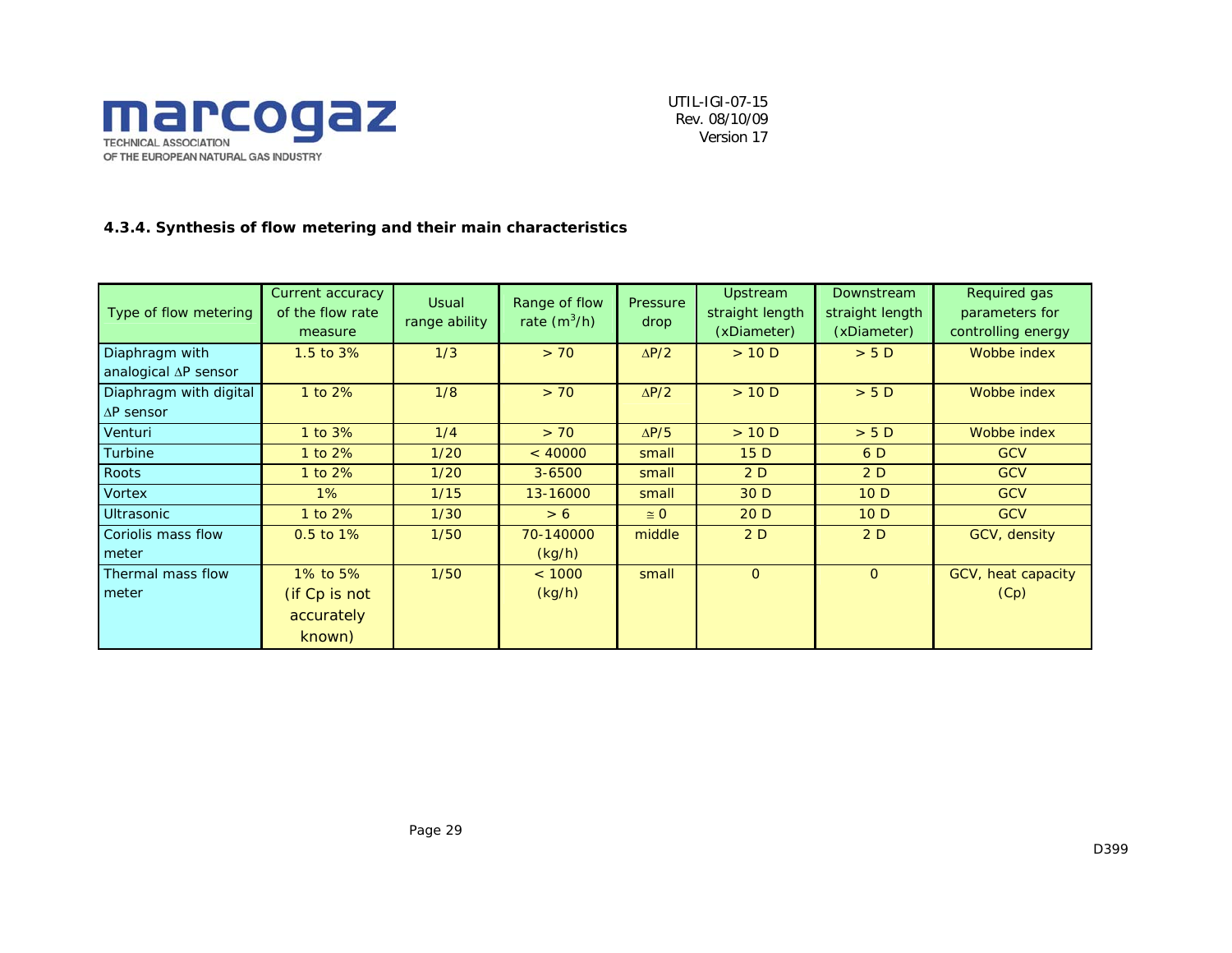#### 4.3.4. Synthesis of flow metering and their main characteristics

| Type of flow metering | Current accuracy of the flow rate measure | Usual range ability | Range of flow rate ($m^3/h$) | Pressure drop | Upstream straight length (xDiameter) | Downstream straight length (xDiameter) | Required gas parameters for controlling energy |
|---|---|---|---|---|---|---|---|
| Diaphragm with analogical ΔP sensor | 1.5 to 3% | 1/3 | > 70 | ΔP/2 | > 10 D | > 5 D | Wobbe index |
| Diaphragm with digital ΔP sensor | 1 to 2% | 1/8 | > 70 | ΔP/2 | > 10 D | > 5 D | Wobbe index |
| Venturi | 1 to 3% | 1/4 | > 70 | ΔP/5 | > 10 D | > 5 D | Wobbe index |
| Turbine | 1 to 2% | 1/20 | < 40000 | small | 15 D | 6 D | GCV |
| Roots | 1 to 2% | 1/20 | 3-6500 | small | 2 D | 2 D | GCV |
| Vortex | 1% | 1/15 | 13-16000 | small | 30 D | 10 D | GCV |
| Ultrasonic | 1 to 2% | 1/30 | > 6 | ≅ 0 | 20 D | 10 D | GCV |
| Coriolis mass flow meter | 0.5 to 1% | 1/50 | 70-140000 (kg/h) | middle | 2 D | 2 D | GCV, density |
| Thermal mass flow meter | 1% to 5% (if Cp is not accurately known) | 1/50 | < 1000 (kg/h) | small | 0 | 0 | GCV, heat capacity (Cp) |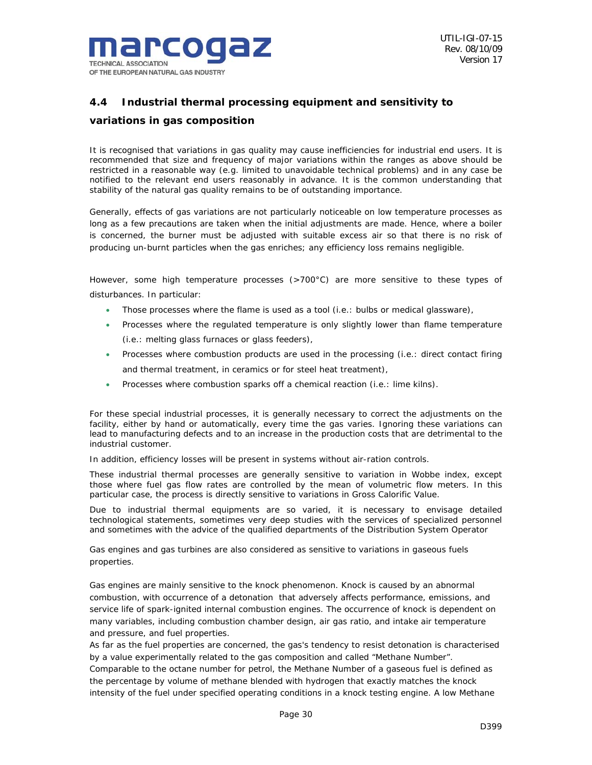## 4.4 Industrial thermal processing equipment and sensitivity to variations in gas composition

It is recognised that variations in gas quality may cause inefficiencies for industrial end users. It is recommended that size and frequency of major variations within the ranges as above should be restricted in a reasonable way (e.g. limited to unavoidable technical problems) and in any case be notified to the relevant end users reasonably in advance. It is the common understanding that stability of the natural gas quality remains to be of outstanding importance.

Generally, effects of gas variations are not particularly noticeable on low temperature processes as long as a few precautions are taken when the initial adjustments are made. Hence, where a boiler is concerned, the burner must be adjusted with suitable excess air so that there is no risk of producing un-burnt particles when the gas enriches; any efficiency loss remains negligible.

However, some high temperature processes (>700°C) are more sensitive to these types of disturbances. In particular:

- Those processes where the flame is used as a tool (i.e.: bulbs or medical glassware),
- Processes where the regulated temperature is only slightly lower than flame temperature (i.e.: melting glass furnaces or glass feeders),
- Processes where combustion products are used in the processing (i.e.: direct contact firing and thermal treatment, in ceramics or for steel heat treatment),
- Processes where combustion sparks off a chemical reaction (i.e.: lime kilns).

For these special industrial processes, it is generally necessary to correct the adjustments on the facility, either by hand or automatically, every time the gas varies. Ignoring these variations can lead to manufacturing defects and to an increase in the production costs that are detrimental to the industrial customer.

In addition, efficiency losses will be present in systems without air-ration controls.

These industrial thermal processes are generally sensitive to variation in Wobbe index, except those where fuel gas flow rates are controlled by the mean of volumetric flow meters. In this particular case, the process is directly sensitive to variations in Gross Calorific Value.

Due to industrial thermal equipments are so varied, it is necessary to envisage detailed technological statements, sometimes very deep studies with the services of specialized personnel and sometimes with the advice of the qualified departments of the Distribution System Operator

Gas engines and gas turbines are also considered as sensitive to variations in gaseous fuels properties.

Gas engines are mainly sensitive to the knock phenomenon. Knock is caused by an abnormal combustion, with occurrence of a detonation that adversely affects performance, emissions, and service life of spark-ignited internal combustion engines. The occurrence of knock is dependent on many variables, including combustion chamber design, air gas ratio, and intake air temperature and pressure, and fuel properties.

As far as the fuel properties are concerned, the gas's tendency to resist detonation is characterised by a value experimentally related to the gas composition and called "Methane Number". Comparable to the octane number for petrol, the Methane Number of a gaseous fuel is defined as the percentage by volume of methane blended with hydrogen that exactly matches the knock intensity of the fuel under specified operating conditions in a knock testing engine. A low Methane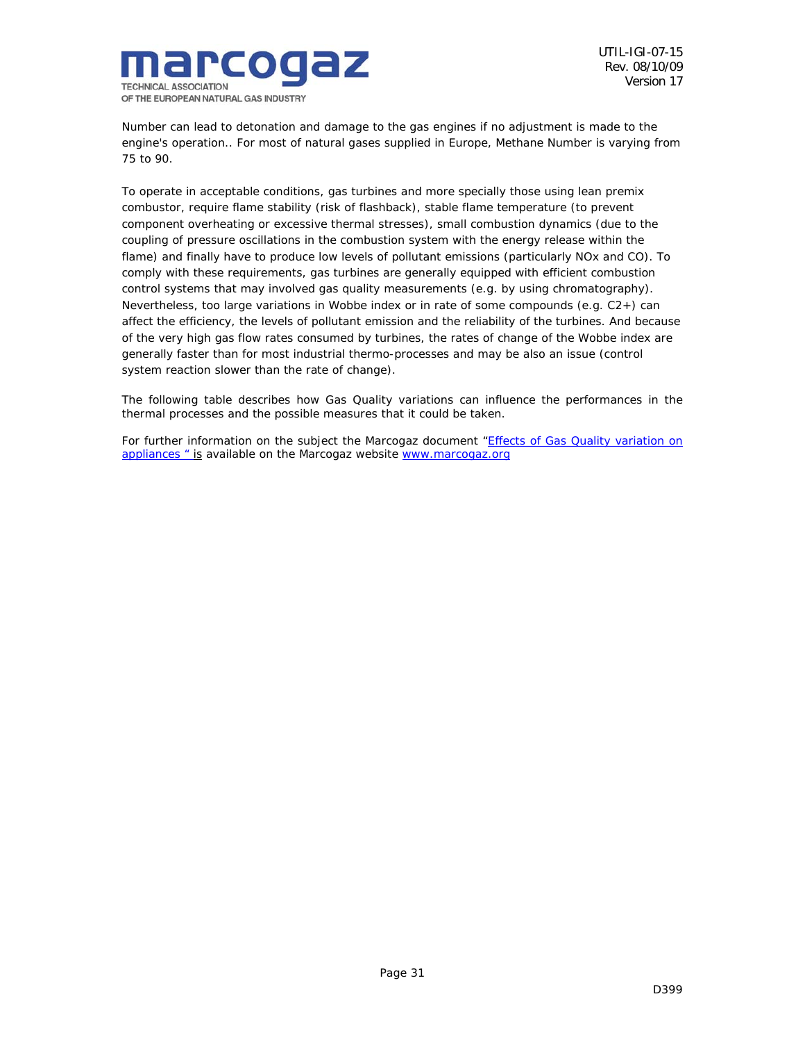Number can lead to detonation and damage to the gas engines if no adjustment is made to the engine's operation.. For most of natural gases supplied in Europe, Methane Number is varying from 75 to 90.

To operate in acceptable conditions, gas turbines and more specially those using lean premix combustor, require flame stability (risk of flashback), stable flame temperature (to prevent component overheating or excessive thermal stresses), small combustion dynamics (due to the coupling of pressure oscillations in the combustion system with the energy release within the flame) and finally have to produce low levels of pollutant emissions (particularly NOx and CO). To comply with these requirements, gas turbines are generally equipped with efficient combustion control systems that may involved gas quality measurements (e.g. by using chromatography). Nevertheless, too large variations in Wobbe index or in rate of some compounds (e.g. C2+) can affect the efficiency, the levels of pollutant emission and the reliability of the turbines. And because of the very high gas flow rates consumed by turbines, the rates of change of the Wobbe index are generally faster than for most industrial thermo-processes and may be also an issue (control system reaction slower than the rate of change).

The following table describes how Gas Quality variations can influence the performances in the thermal processes and the possible measures that it could be taken.

For further information on the subject the Marcogaz document "[Effects of Gas Quality variation on appliances "](Effects of Gas Quality variation on appliances) is available on the Marcogaz website [www.marcogaz.org](www.marcogaz.org)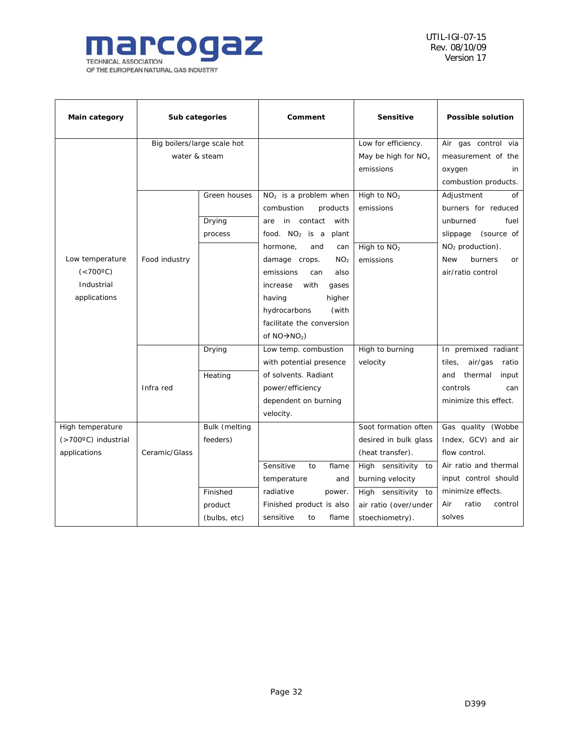| Main category | Sub categories | | Comment | Sensitive | Possible solution |
|---|---|---|---|---|---|
| Low temperature (<700ºC) Industrial applications | Big boilers/large scale hot water & steam | | | Low for efficiency. May be high for $NO_x$ emissions | Air gas control via measurement of the oxygen in combustion products. |
| | Food industry | Green houses | $NO_2$ is a problem when combustion products are in contact with food. $NO_2$ is a plant hormone, and can damage crops. $NO_2$ emissions can also increase with gases having higher hydrocarbons (with facilitate the conversion of $NO \rightarrow NO_2$) | High to $NO_2$ emissions | Adjustment of burners for reduced unburned fuel slippage (source of $NO_2$ production). New burners or air/ratio control |
| | | Drying process | | High to $NO_2$ emissions | |
| | Infra red | Drying | Low temp. combustion with potential presence of solvents. Radiant power/efficiency dependent on burning velocity. | High to burning velocity | In premixed radiant tiles, air/gas ratio and thermal input controls can minimize this effect. |
| | | Heating | | | |
| High temperature (>700ºC) industrial applications | Ceramic/Glass | Bulk (melting feeders) | | Soot formation often desired in bulk glass (heat transfer). | Gas quality (Wobbe Index, GCV) and air flow control. |
| | | | Sensitive to flame temperature and radiative power. Finished product is also sensitive to flame | High sensitivity to burning velocity | Air ratio and thermal input control should minimize effects. |
| | | Finished product (bulbs, etc) | | High sensitivity to air ratio (over/under stoechiometry). | Air ratio control solves |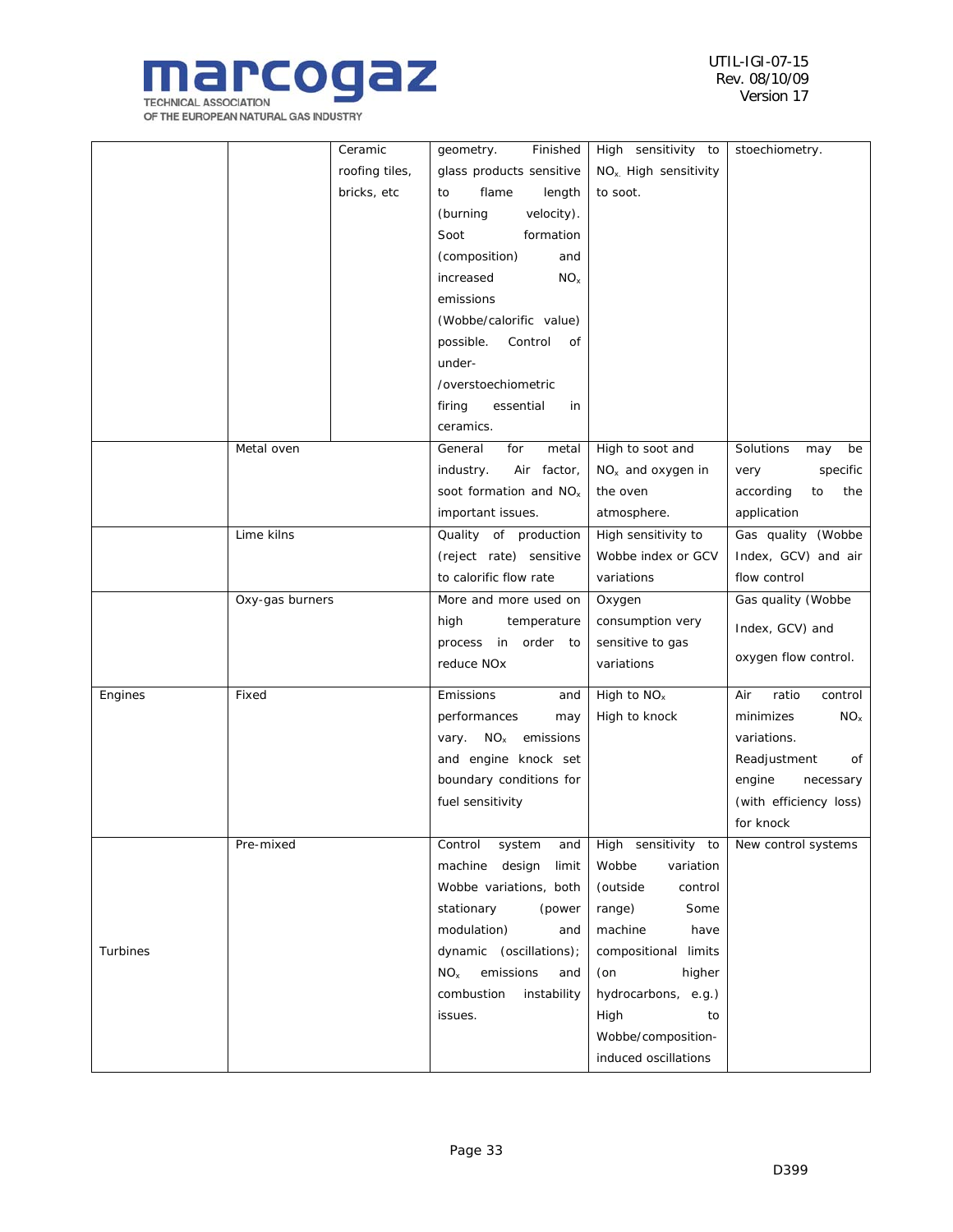| | | | | | |
|---|---|---|---|---|---|
| | | Ceramic roofing tiles, bricks, etc | geometry. Finished glass products sensitive to flame length (burning velocity). Soot formation (composition) and increased $NO_x$ emissions (Wobbe/calorific value) possible. Control of under-/overstoechiometric firing essential in ceramics. | High sensitivity to $NO_x$. High sensitivity to soot. | stoechiometry. |
| | Metal oven | | General for metal industry. Air factor, soot formation and $NO_x$ important issues. | High to soot and $NO_x$ and oxygen in the oven atmosphere. | Solutions may be very specific according to the application |
| | Lime kilns | | Quality of production (reject rate) sensitive to calorific flow rate | High sensitivity to Wobbe index or GCV variations | Gas quality (Wobbe Index, GCV) and air flow control |
| | Oxy-gas burners | | More and more used on high temperature process in order to reduce NOx | Oxygen consumption very sensitive to gas variations | Gas quality (Wobbe Index, GCV) and oxygen flow control. |
| Engines | Fixed | | Emissions and performances may vary. $NO_x$ emissions and engine knock set boundary conditions for fuel sensitivity | High to $NO_x$<br>High to knock | Air ratio control minimizes $NO_x$ variations. Readjustment of engine necessary (with efficiency loss) for knock |
| Turbines | Pre-mixed | | Control system and machine design limit Wobbe variations, both stationary (power modulation) and dynamic (oscillations); $NO_x$ emissions and combustion instability issues. | High sensitivity to Wobbe variation (outside control range) Some machine have compositional limits (on higher hydrocarbons, e.g.) High to Wobbe/composition-induced oscillations | New control systems |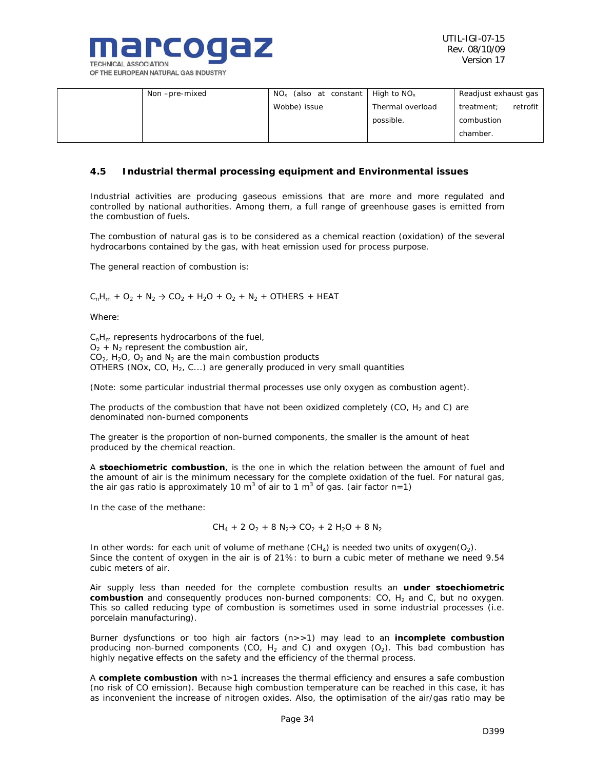| | Non –pre-mixed | $NO_x$ (also at constant Wobbe) issue | High to $NO_x$ Thermal overload possible. | Readjust exhaust gas treatment; retrofit combustion chamber. |
|---|---|---|---|---|

### 4.5 Industrial thermal processing equipment and Environmental issues

Industrial activities are producing gaseous emissions that are more and more regulated and controlled by national authorities. Among them, a full range of greenhouse gases is emitted from the combustion of fuels.

The combustion of natural gas is to be considered as a chemical reaction (oxidation) of the several hydrocarbons contained by the gas, with heat emission used for process purpose.

The general reaction of combustion is:

$C_nH_m + O_2 + N_2 \rightarrow CO_2 + H_2O + O_2 + N_2$ + OTHERS + HEAT

Where:

$C_nH_m$ represents hydrocarbons of the fuel,
$O_2 + N_2$ represent the combustion air,
$CO_2$, $H_2O$, $O_2$ and $N_2$ are the main combustion products
OTHERS (NOx, CO, $H_2$, C...) are generally produced in very small quantities

(Note: some particular industrial thermal processes use only oxygen as combustion agent).

The products of the combustion that have not been oxidized completely (CO, $H_2$ and C) are denominated non-burned components

The greater is the proportion of non-burned components, the smaller is the amount of heat produced by the chemical reaction.

A **stoechiometric combustion**, is the one in which the relation between the amount of fuel and the amount of air is the minimum necessary for the complete oxidation of the fuel. For natural gas, the air gas ratio is approximately 10 $m^3$ of air to 1 $m^3$ of gas. (air factor n=1)

In the case of the methane:

$$CH_4 + 2\ O_2 + 8\ N_2 \rightarrow CO_2 + 2\ H_2O + 8\ N_2$$

In other words: for each unit of volume of methane ($CH_4$) is needed two units of oxygen($O_2$). Since the content of oxygen in the air is of 21%: to burn a cubic meter of methane we need 9.54 cubic meters of air.

Air supply less than needed for the complete combustion results an **under stoechiometric combustion** and consequently produces non-burned components: CO, $H_2$ and C, but no oxygen. This so called reducing type of combustion is sometimes used in some industrial processes (i.e. porcelain manufacturing).

Burner dysfunctions or too high air factors (n>>1) may lead to an **incomplete combustion** producing non-burned components (CO, $H_2$ and C) and oxygen ($O_2$). This bad combustion has highly negative effects on the safety and the efficiency of the thermal process.

A **complete combustion** with n>1 increases the thermal efficiency and ensures a safe combustion (no risk of CO emission). Because high combustion temperature can be reached in this case, it has as inconvenient the increase of nitrogen oxides. Also, the optimisation of the air/gas ratio may be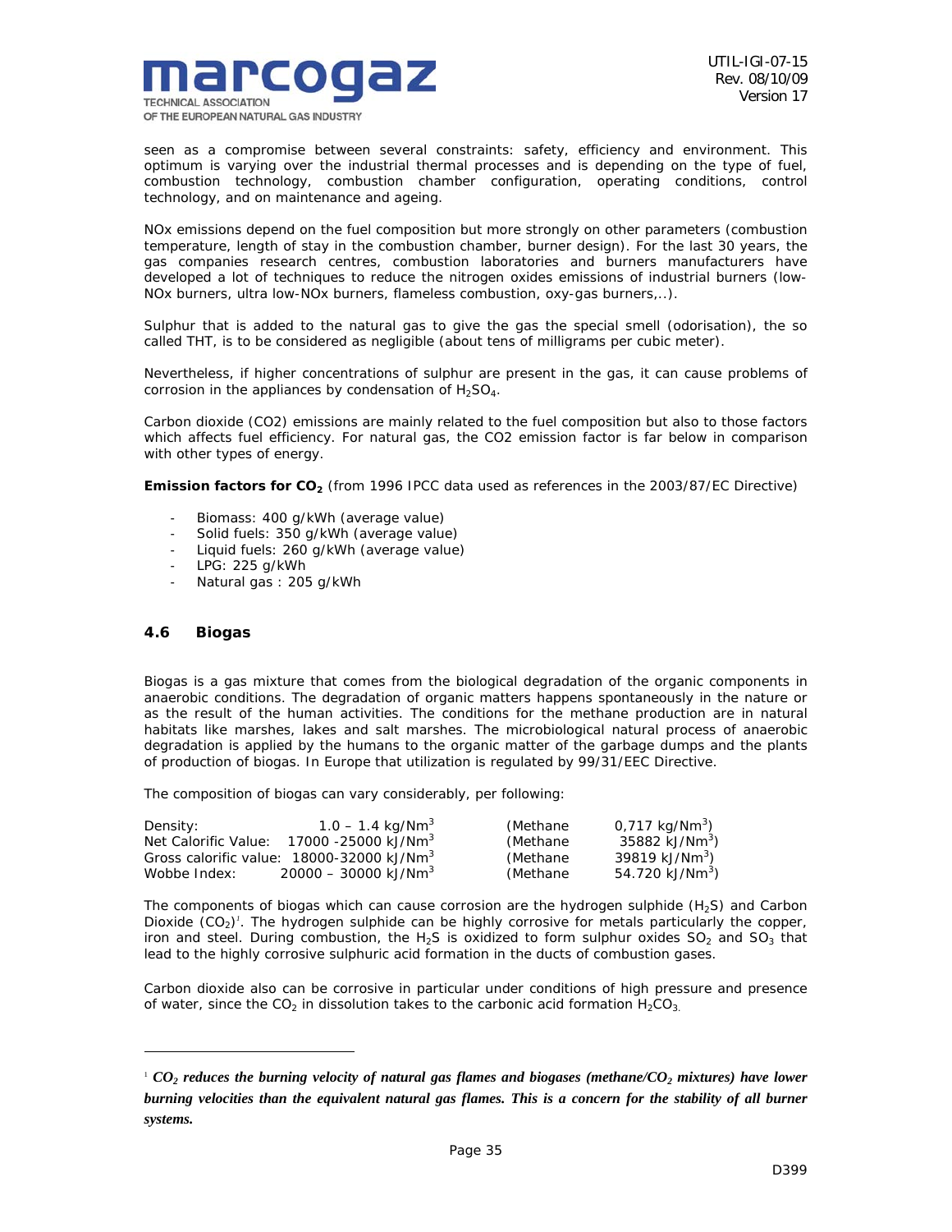seen as a compromise between several constraints: safety, efficiency and environment. This optimum is varying over the industrial thermal processes and is depending on the type of fuel, combustion technology, combustion chamber configuration, operating conditions, control technology, and on maintenance and ageing.

NOx emissions depend on the fuel composition but more strongly on other parameters (combustion temperature, length of stay in the combustion chamber, burner design). For the last 30 years, the gas companies research centres, combustion laboratories and burners manufacturers have developed a lot of techniques to reduce the nitrogen oxides emissions of industrial burners (low-NOx burners, ultra low-NOx burners, flameless combustion, oxy-gas burners,..).

Sulphur that is added to the natural gas to give the gas the special smell (odorisation), the so called THT, is to be considered as negligible (about tens of milligrams per cubic meter).

Nevertheless, if higher concentrations of sulphur are present in the gas, it can cause problems of corrosion in the appliances by condensation of $H_2SO_4$.

Carbon dioxide (CO2) emissions are mainly related to the fuel composition but also to those factors which affects fuel efficiency. For natural gas, the CO2 emission factor is far below in comparison with other types of energy.

**Emission factors for $CO_2$** (from 1996 IPCC data used as references in the 2003/87/EC Directive)

- Biomass: 400 g/kWh (average value)
- Solid fuels: 350 g/kWh (average value)
- Liquid fuels: 260 g/kWh (average value)
- LPG: 225 g/kWh
- Natural gas : 205 g/kWh

### 4.6 Biogas

Biogas is a gas mixture that comes from the biological degradation of the organic components in anaerobic conditions. The degradation of organic matters happens spontaneously in the nature or as the result of the human activities. The conditions for the methane production are in natural habitats like marshes, lakes and salt marshes. The microbiological natural process of anaerobic degradation is applied by the humans to the organic matter of the garbage dumps and the plants of production of biogas. In Europe that utilization is regulated by 99/31/EEC Directive.

The composition of biogas can vary considerably, per following:

| | | | |
|---|---|---|---|
| Density: | 1.0 – 1.4 kg/Nm$^3$ | (Methane | 0,717 kg/Nm$^3$) |
| Net Calorific Value: | 17000 -25000 kJ/Nm$^3$ | (Methane | 35882 kJ/Nm$^3$) |
| Gross calorific value: | 18000-32000 kJ/Nm$^3$ | (Methane | 39819 kJ/Nm$^3$) |
| Wobbe Index: | 20000 – 30000 kJ/Nm$^3$ | (Methane | 54.720 kJ/Nm$^3$) |

The components of biogas which can cause corrosion are the hydrogen sulphide ($H_2S$) and Carbon Dioxide ($CO_2$)[1]. The hydrogen sulphide can be highly corrosive for metals particularly the copper, iron and steel. During combustion, the $H_2S$ is oxidized to form sulphur oxides $SO_2$ and $SO_3$ that lead to the highly corrosive sulphuric acid formation in the ducts of combustion gases.

Carbon dioxide also can be corrosive in particular under conditions of high pressure and presence of water, since the $CO_2$ in dissolution takes to the carbonic acid formation $H_2CO_3$.

---

[1] ***$CO_2$ reduces the burning velocity of natural gas flames and biogases (methane/$CO_2$ mixtures) have lower burning velocities than the equivalent natural gas flames. This is a concern for the stability of all burner systems.***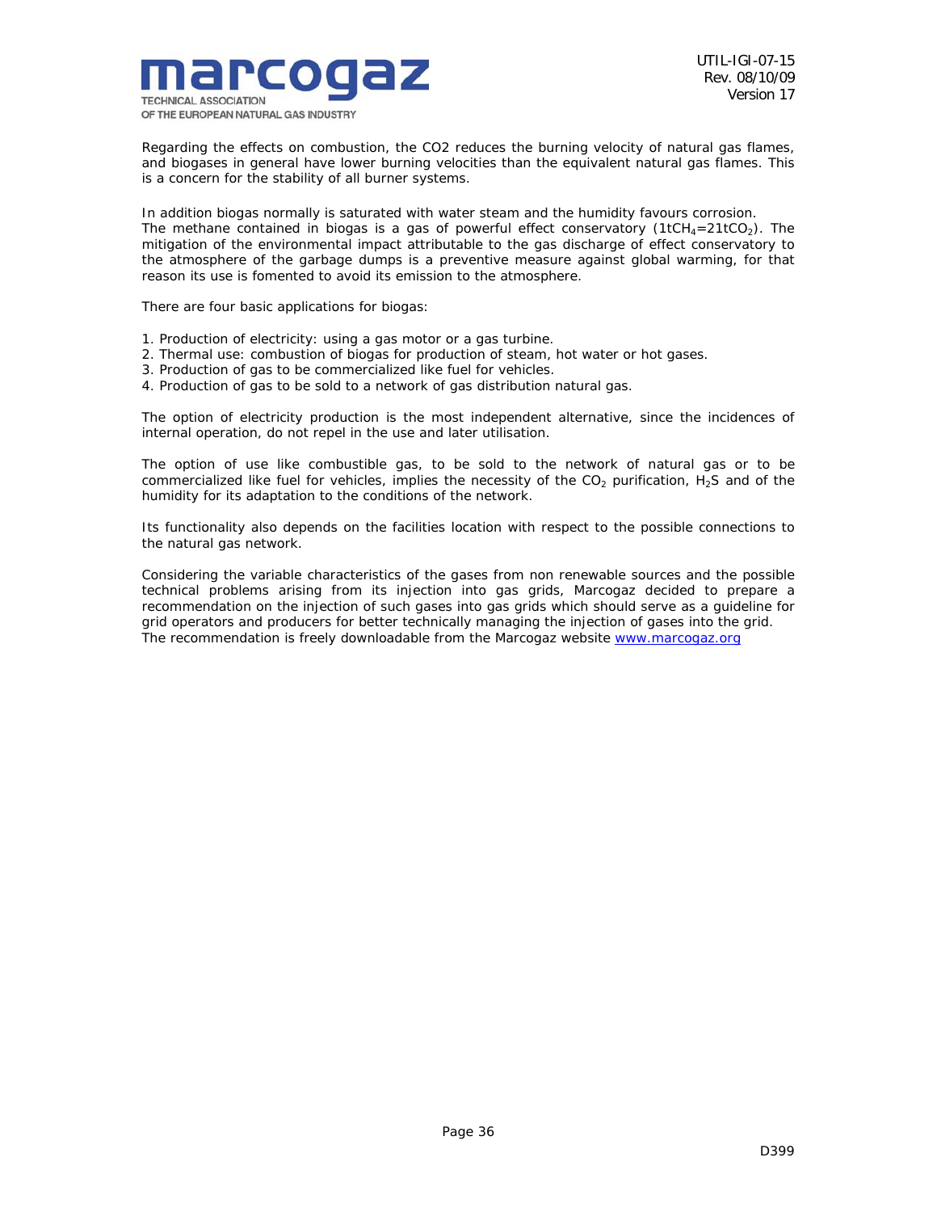Regarding the effects on combustion, the CO2 reduces the burning velocity of natural gas flames, and biogases in general have lower burning velocities than the equivalent natural gas flames. This is a concern for the stability of all burner systems.

In addition biogas normally is saturated with water steam and the humidity favours corrosion.
The methane contained in biogas is a gas of powerful effect conservatory ($1tCH_4=21tCO_2$). The mitigation of the environmental impact attributable to the gas discharge of effect conservatory to the atmosphere of the garbage dumps is a preventive measure against global warming, for that reason its use is fomented to avoid its emission to the atmosphere.

There are four basic applications for biogas:

1. Production of electricity: using a gas motor or a gas turbine.
2. Thermal use: combustion of biogas for production of steam, hot water or hot gases.
3. Production of gas to be commercialized like fuel for vehicles.
4. Production of gas to be sold to a network of gas distribution natural gas.

The option of electricity production is the most independent alternative, since the incidences of internal operation, do not repel in the use and later utilisation.

The option of use like combustible gas, to be sold to the network of natural gas or to be commercialized like fuel for vehicles, implies the necessity of the $CO_2$ purification, $H_2S$ and of the humidity for its adaptation to the conditions of the network.

Its functionality also depends on the facilities location with respect to the possible connections to the natural gas network.

Considering the variable characteristics of the gases from non renewable sources and the possible technical problems arising from its injection into gas grids, Marcogaz decided to prepare a recommendation on the injection of such gases into gas grids which should serve as a guideline for grid operators and producers for better technically managing the injection of gases into the grid.
The recommendation is freely downloadable from the Marcogaz website [www.marcogaz.org](http://www.marcogaz.org)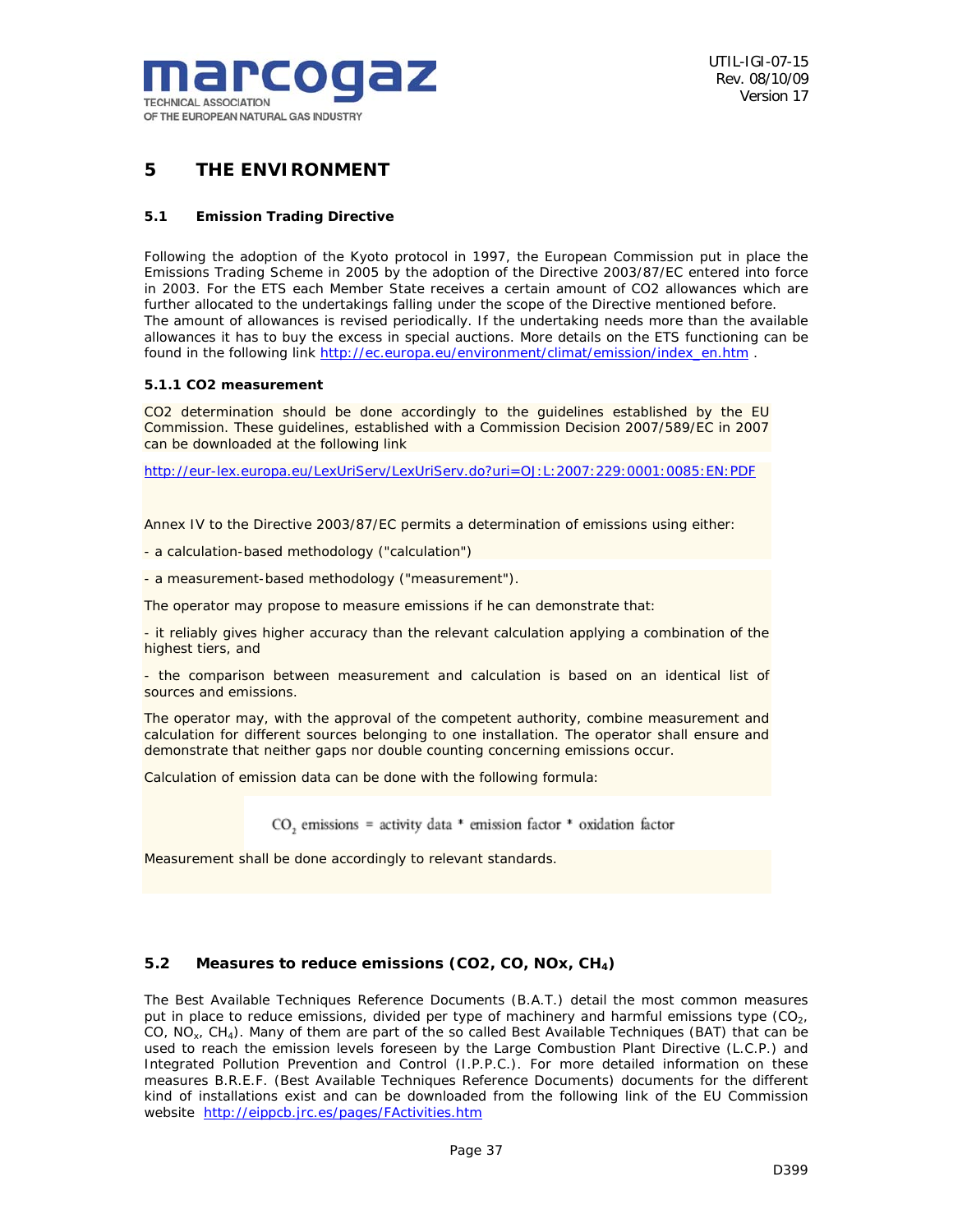# 5 THE ENVIRONMENT

## 5.1 Emission Trading Directive

Following the adoption of the Kyoto protocol in 1997, the European Commission put in place the Emissions Trading Scheme in 2005 by the adoption of the Directive 2003/87/EC entered into force in 2003. For the ETS each Member State receives a certain amount of CO2 allowances which are further allocated to the undertakings falling under the scope of the Directive mentioned before.
The amount of allowances is revised periodically. If the undertaking needs more than the available allowances it has to buy the excess in special auctions. More details on the ETS functioning can be found in the following link http://ec.europa.eu/environment/climat/emission/index_en.htm .

### 5.1.1 CO2 measurement

CO2 determination should be done accordingly to the guidelines established by the EU Commission. These guidelines, established with a Commission Decision 2007/589/EC in 2007 can be downloaded at the following link

http://eur-lex.europa.eu/LexUriServ/LexUriServ.do?uri=OJ:L:2007:229:0001:0085:EN:PDF

Annex IV to the Directive 2003/87/EC permits a determination of emissions using either:

- a calculation-based methodology ("calculation")

- a measurement-based methodology ("measurement").

The operator may propose to measure emissions if he can demonstrate that:

- it reliably gives higher accuracy than the relevant calculation applying a combination of the highest tiers, and

- the comparison between measurement and calculation is based on an identical list of sources and emissions.

The operator may, with the approval of the competent authority, combine measurement and calculation for different sources belonging to one installation. The operator shall ensure and demonstrate that neither gaps nor double counting concerning emissions occur.

Calculation of emission data can be done with the following formula:

$$CO_2 \text{ emissions} = \text{activity data} * \text{emission factor} * \text{oxidation factor}$$

Measurement shall be done accordingly to relevant standards.

## 5.2 Measures to reduce emissions (CO2, CO, NOx, $CH_4$)

The Best Available Techniques Reference Documents (B.A.T.) detail the most common measures put in place to reduce emissions, divided per type of machinery and harmful emissions type ($CO_2$, CO, $NO_x$, $CH_4$). Many of them are part of the so called Best Available Techniques (BAT) that can be used to reach the emission levels foreseen by the Large Combustion Plant Directive (L.C.P.) and Integrated Pollution Prevention and Control (I.P.P.C.). For more detailed information on these measures B.R.E.F. (Best Available Techniques Reference Documents) documents for the different kind of installations exist and can be downloaded from the following link of the EU Commission website http://eippcb.jrc.es/pages/FActivities.htm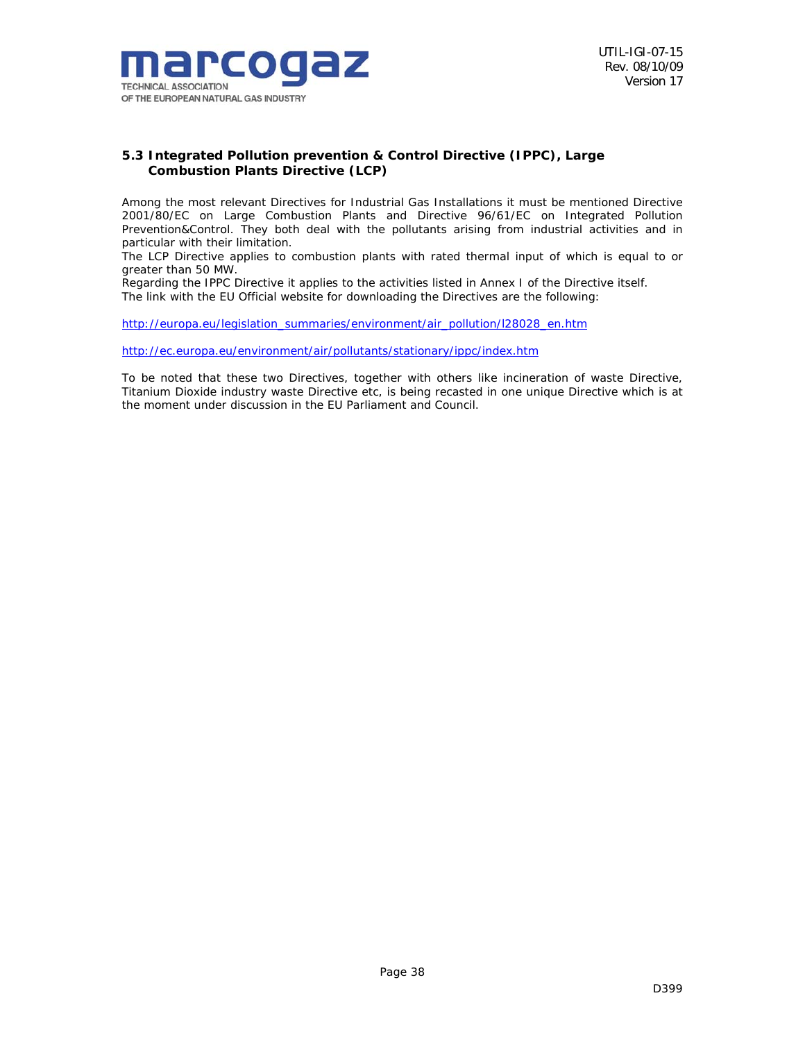### 5.3 Integrated Pollution prevention & Control Directive (IPPC), Large Combustion Plants Directive (LCP)

Among the most relevant Directives for Industrial Gas Installations it must be mentioned Directive 2001/80/EC on Large Combustion Plants and Directive 96/61/EC on Integrated Pollution Prevention&Control. They both deal with the pollutants arising from industrial activities and in particular with their limitation.
The LCP Directive applies to combustion plants with rated thermal input of which is equal to or greater than 50 MW.
Regarding the IPPC Directive it applies to the activities listed in Annex I of the Directive itself.
The link with the EU Official website for downloading the Directives are the following:

http://europa.eu/legislation_summaries/environment/air_pollution/l28028_en.htm

http://ec.europa.eu/environment/air/pollutants/stationary/ippc/index.htm

To be noted that these two Directives, together with others like incineration of waste Directive, Titanium Dioxide industry waste Directive etc, is being recasted in one unique Directive which is at the moment under discussion in the EU Parliament and Council.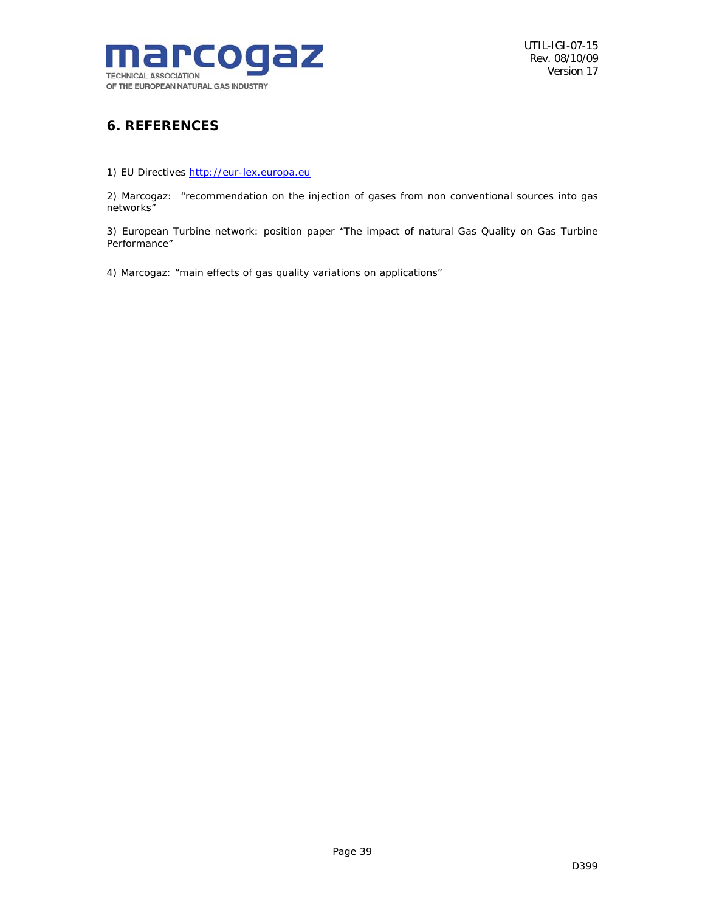## 6. REFERENCES

1) EU Directives http://eur-lex.europa.eu

2) Marcogaz: "recommendation on the injection of gases from non conventional sources into gas networks"

3) European Turbine network: position paper "The impact of natural Gas Quality on Gas Turbine Performance"

4) Marcogaz: "main effects of gas quality variations on applications"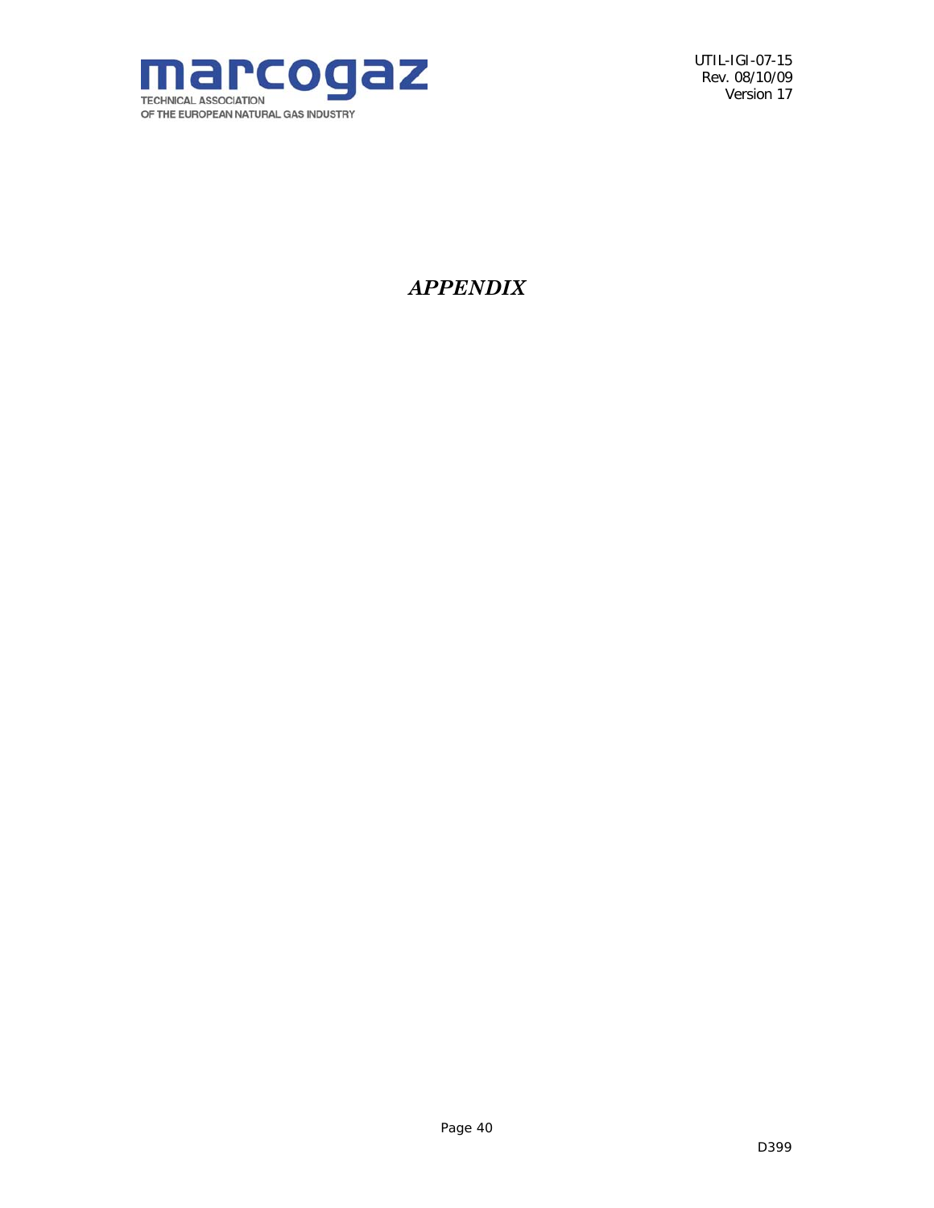# *APPENDIX*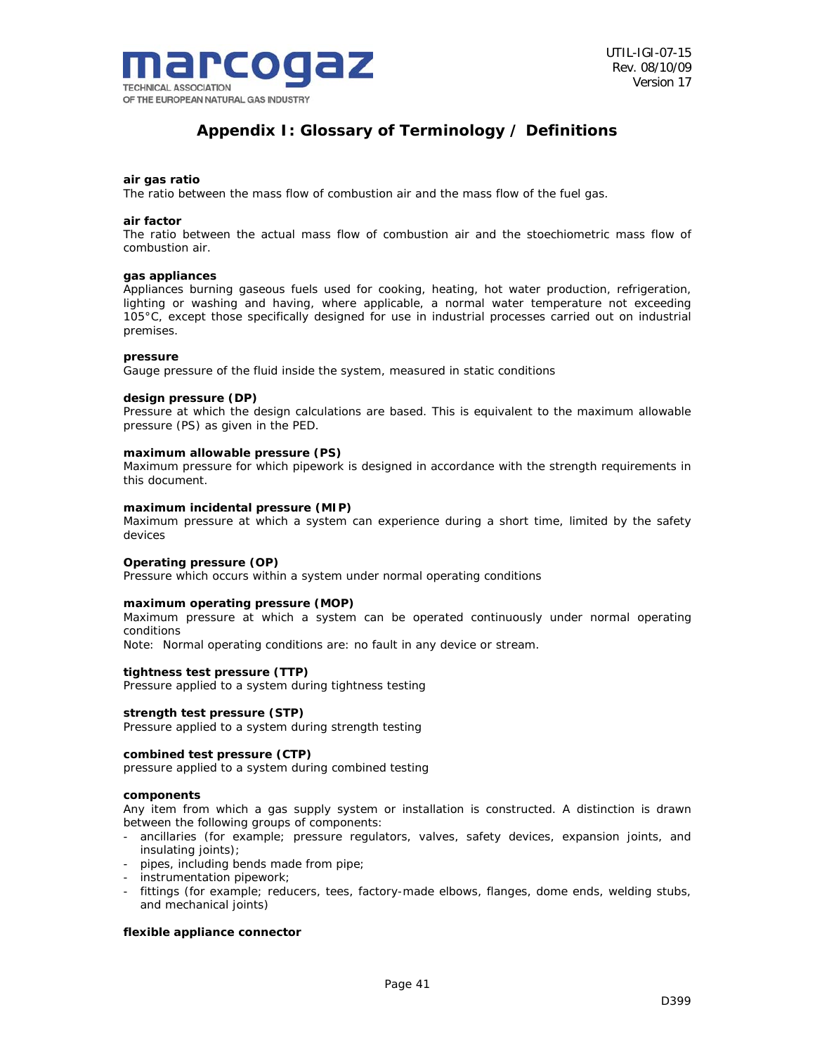# Appendix I: Glossary of Terminology / Definitions

**air gas ratio**
The ratio between the mass flow of combustion air and the mass flow of the fuel gas.

**air factor**
The ratio between the actual mass flow of combustion air and the stoechiometric mass flow of combustion air.

**gas appliances**
Appliances burning gaseous fuels used for cooking, heating, hot water production, refrigeration, lighting or washing and having, where applicable, a normal water temperature not exceeding 105°C, except those specifically designed for use in industrial processes carried out on industrial premises.

**pressure**
Gauge pressure of the fluid inside the system, measured in static conditions

**design pressure (DP)**
Pressure at which the design calculations are based. This is equivalent to the maximum allowable pressure (PS) as given in the PED.

**maximum allowable pressure (PS)**
Maximum pressure for which pipework is designed in accordance with the strength requirements in this document.

**maximum incidental pressure (MIP)**
Maximum pressure at which a system can experience during a short time, limited by the safety devices

**Operating pressure (OP)**
Pressure which occurs within a system under normal operating conditions

**maximum operating pressure (MOP)**
Maximum pressure at which a system can be operated continuously under normal operating conditions
Note: Normal operating conditions are: no fault in any device or stream.

**tightness test pressure (TTP)**
Pressure applied to a system during tightness testing

**strength test pressure (STP)**
Pressure applied to a system during strength testing

**combined test pressure (CTP)**
pressure applied to a system during combined testing

**components**
Any item from which a gas supply system or installation is constructed. A distinction is drawn between the following groups of components:

- ancillaries (for example; pressure regulators, valves, safety devices, expansion joints, and insulating joints);
- pipes, including bends made from pipe;
- instrumentation pipework;
- fittings (for example; reducers, tees, factory-made elbows, flanges, dome ends, welding stubs, and mechanical joints)

**flexible appliance connector**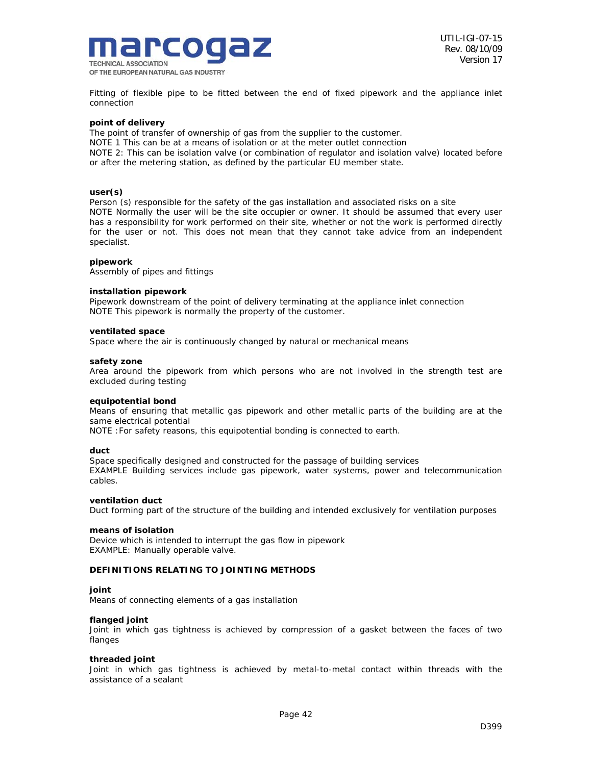Fitting of flexible pipe to be fitted between the end of fixed pipework and the appliance inlet connection

**point of delivery**
The point of transfer of ownership of gas from the supplier to the customer.
NOTE 1 This can be at a means of isolation or at the meter outlet connection
NOTE 2: This can be isolation valve (or combination of regulator and isolation valve) located before or after the metering station, as defined by the particular EU member state.

**user(s)**
Person (s) responsible for the safety of the gas installation and associated risks on a site
NOTE Normally the user will be the site occupier or owner. It should be assumed that every user has a responsibility for work performed on their site, whether or not the work is performed directly for the user or not. This does not mean that they cannot take advice from an independent specialist.

**pipework**
Assembly of pipes and fittings

**installation pipework**
Pipework downstream of the point of delivery terminating at the appliance inlet connection
NOTE This pipework is normally the property of the customer.

**ventilated space**
Space where the air is continuously changed by natural or mechanical means

**safety zone**
Area around the pipework from which persons who are not involved in the strength test are excluded during testing

**equipotential bond**
Means of ensuring that metallic gas pipework and other metallic parts of the building are at the same electrical potential
NOTE : For safety reasons, this equipotential bonding is connected to earth.

**duct**
Space specifically designed and constructed for the passage of building services
EXAMPLE Building services include gas pipework, water systems, power and telecommunication cables.

**ventilation duct**
Duct forming part of the structure of the building and intended exclusively for ventilation purposes

**means of isolation**
Device which is intended to interrupt the gas flow in pipework
EXAMPLE: Manually operable valve.

**DEFINITIONS RELATING TO JOINTING METHODS**

**joint**
Means of connecting elements of a gas installation

**flanged joint**
Joint in which gas tightness is achieved by compression of a gasket between the faces of two flanges

**threaded joint**
Joint in which gas tightness is achieved by metal-to-metal contact within threads with the assistance of a sealant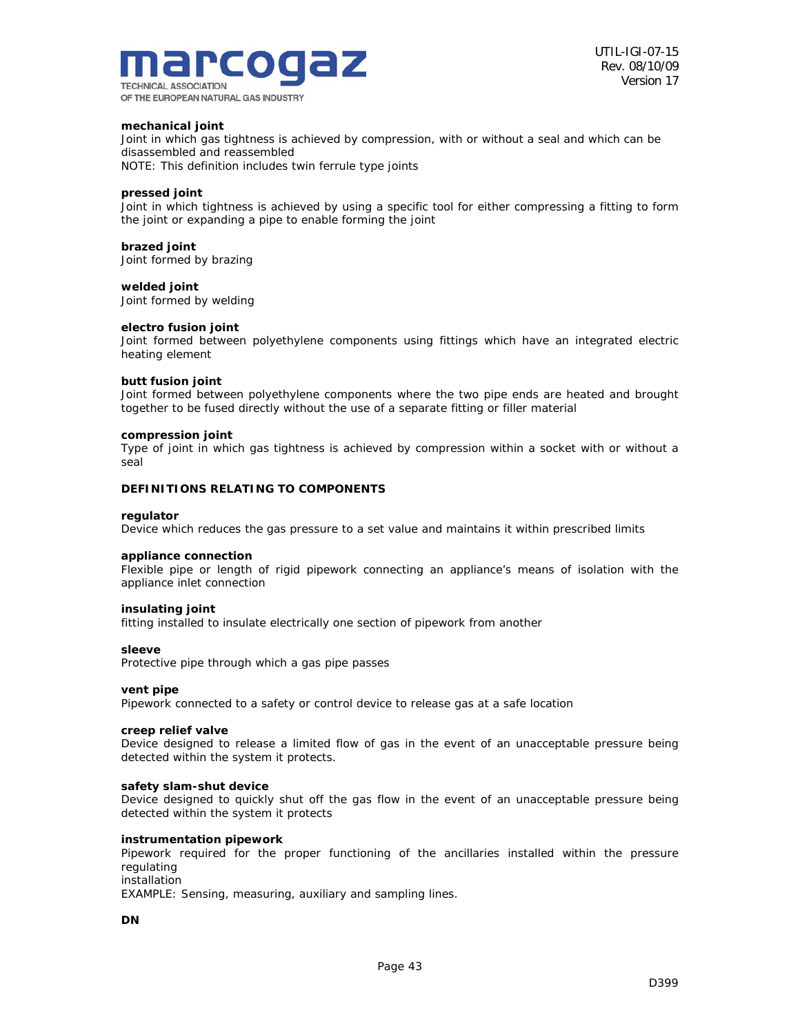**mechanical joint**
Joint in which gas tightness is achieved by compression, with or without a seal and which can be disassembled and reassembled
NOTE: This definition includes twin ferrule type joints

**pressed joint**
Joint in which tightness is achieved by using a specific tool for either compressing a fitting to form the joint or expanding a pipe to enable forming the joint

**brazed joint**
Joint formed by brazing

**welded joint**
Joint formed by welding

**electro fusion joint**
Joint formed between polyethylene components using fittings which have an integrated electric heating element

**butt fusion joint**
Joint formed between polyethylene components where the two pipe ends are heated and brought together to be fused directly without the use of a separate fitting or filler material

**compression joint**
Type of joint in which gas tightness is achieved by compression within a socket with or without a seal

**DEFINITIONS RELATING TO COMPONENTS**

**regulator**
Device which reduces the gas pressure to a set value and maintains it within prescribed limits

**appliance connection**
Flexible pipe or length of rigid pipework connecting an appliance's means of isolation with the appliance inlet connection

**insulating joint**
fitting installed to insulate electrically one section of pipework from another

**sleeve**
Protective pipe through which a gas pipe passes

**vent pipe**
Pipework connected to a safety or control device to release gas at a safe location

**creep relief valve**
Device designed to release a limited flow of gas in the event of an unacceptable pressure being detected within the system it protects.

**safety slam-shut device**
Device designed to quickly shut off the gas flow in the event of an unacceptable pressure being detected within the system it protects

**instrumentation pipework**
Pipework required for the proper functioning of the ancillaries installed within the pressure regulating
installation
EXAMPLE: Sensing, measuring, auxiliary and sampling lines.

**DN**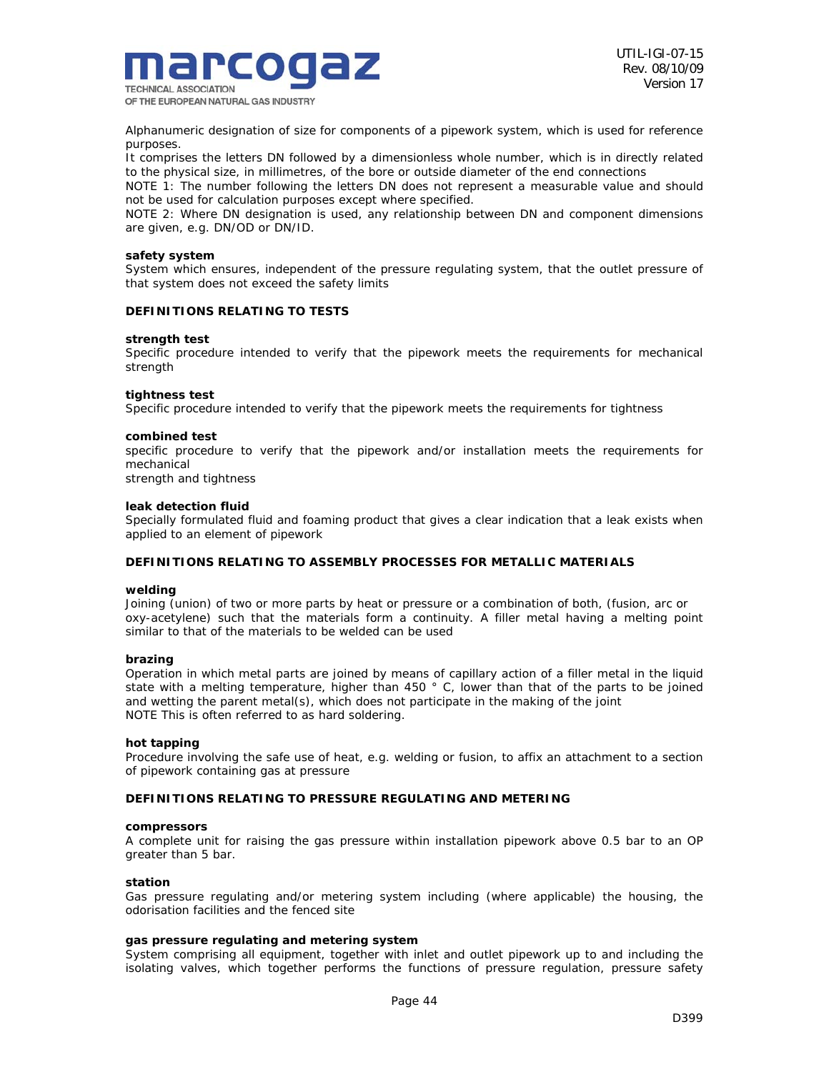Alphanumeric designation of size for components of a pipework system, which is used for reference purposes.

It comprises the letters DN followed by a dimensionless whole number, which is in directly related to the physical size, in millimetres, of the bore or outside diameter of the end connections

NOTE 1: The number following the letters DN does not represent a measurable value and should not be used for calculation purposes except where specified.

NOTE 2: Where DN designation is used, any relationship between DN and component dimensions are given, e.g. DN/OD or DN/ID.

**safety system**

System which ensures, independent of the pressure regulating system, that the outlet pressure of that system does not exceed the safety limits

## DEFINITIONS RELATING TO TESTS

**strength test**

Specific procedure intended to verify that the pipework meets the requirements for mechanical strength

**tightness test**

Specific procedure intended to verify that the pipework meets the requirements for tightness

**combined test**

specific procedure to verify that the pipework and/or installation meets the requirements for mechanical
strength and tightness

**leak detection fluid**

Specially formulated fluid and foaming product that gives a clear indication that a leak exists when applied to an element of pipework

## DEFINITIONS RELATING TO ASSEMBLY PROCESSES FOR METALLIC MATERIALS

**welding**

Joining (union) of two or more parts by heat or pressure or a combination of both, (fusion, arc or oxy-acetylene) such that the materials form a continuity. A filler metal having a melting point similar to that of the materials to be welded can be used

**brazing**

Operation in which metal parts are joined by means of capillary action of a filler metal in the liquid state with a melting temperature, higher than 450 ° C, lower than that of the parts to be joined and wetting the parent metal(s), which does not participate in the making of the joint

NOTE This is often referred to as hard soldering.

**hot tapping**

Procedure involving the safe use of heat, e.g. welding or fusion, to affix an attachment to a section of pipework containing gas at pressure

## DEFINITIONS RELATING TO PRESSURE REGULATING AND METERING

**compressors**

A complete unit for raising the gas pressure within installation pipework above 0.5 bar to an OP greater than 5 bar.

**station**

Gas pressure regulating and/or metering system including (where applicable) the housing, the odorisation facilities and the fenced site

**gas pressure regulating and metering system**

System comprising all equipment, together with inlet and outlet pipework up to and including the isolating valves, which together performs the functions of pressure regulation, pressure safety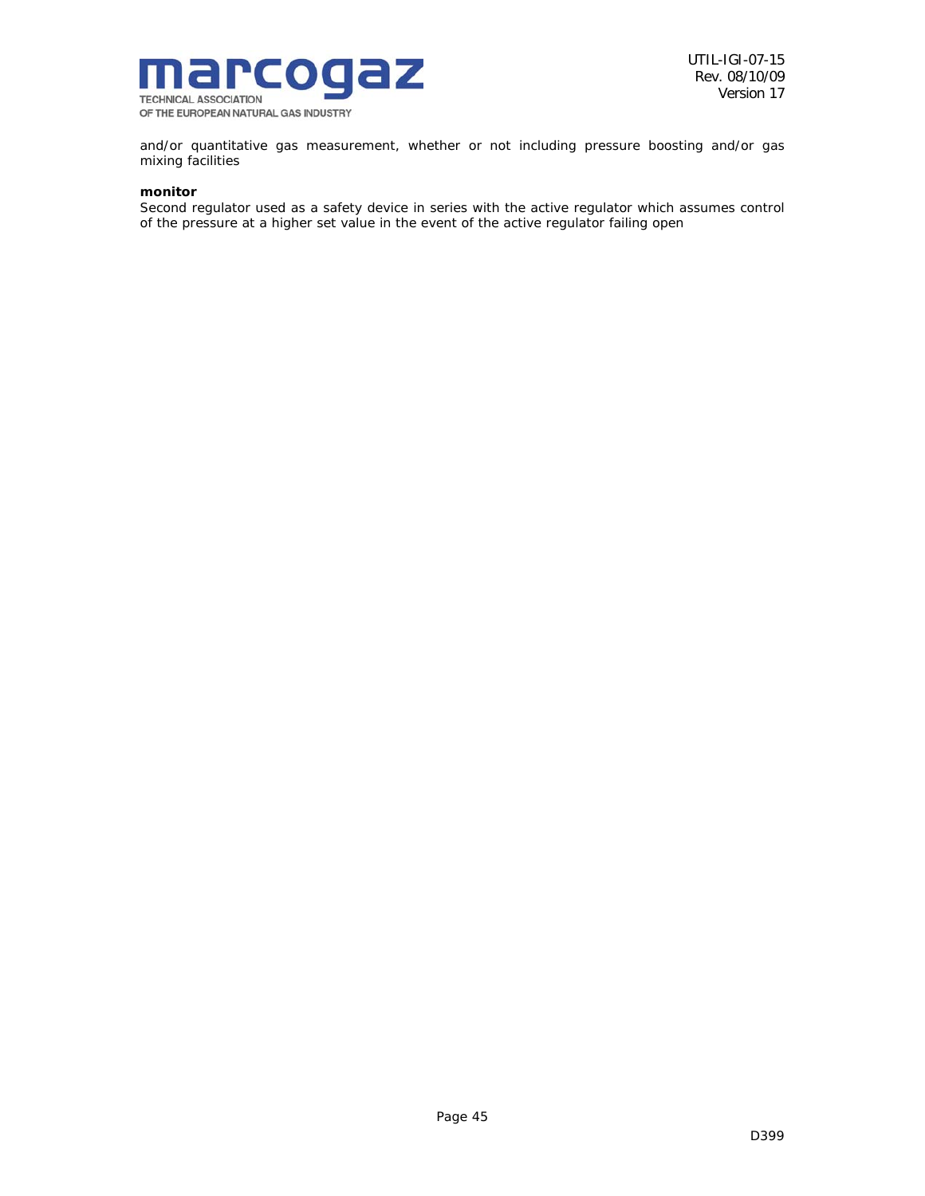and/or quantitative gas measurement, whether or not including pressure boosting and/or gas mixing facilities

**monitor**
Second regulator used as a safety device in series with the active regulator which assumes control of the pressure at a higher set value in the event of the active regulator failing open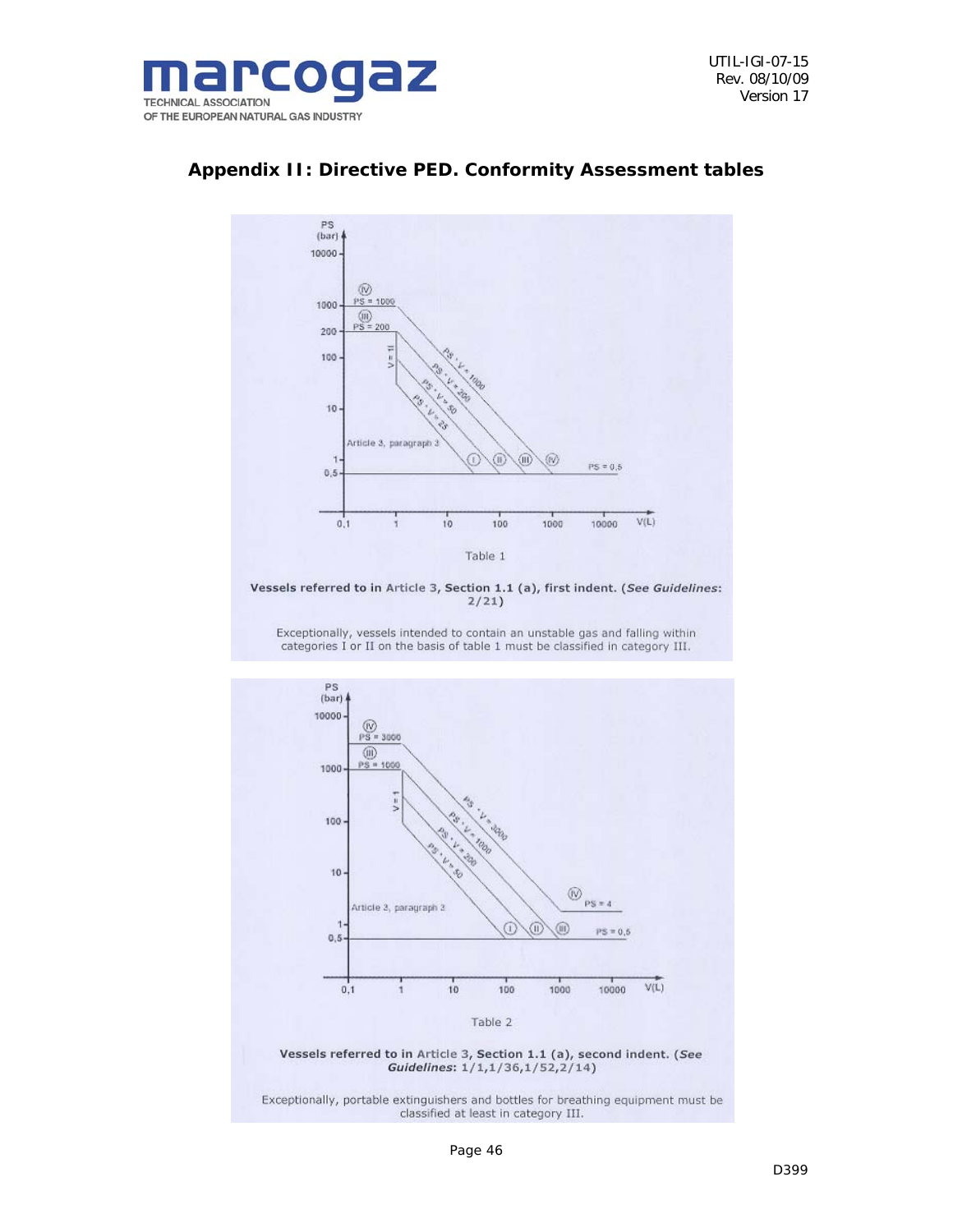## Appendix II: Directive PED. Conformity Assessment tables

Table 1

**Vessels referred to in Article 3, Section 1.1 (a), first indent. (*See Guidelines*: 2/21)**

Exceptionally, vessels intended to contain an unstable gas and falling within categories I or II on the basis of table 1 must be classified in category III.

Table 2

**Vessels referred to in Article 3, Section 1.1 (a), second indent. (*See Guidelines*: 1/1,1/36,1/52,2/14)**

Exceptionally, portable extinguishers and bottles for breathing equipment must be classified at least in category III.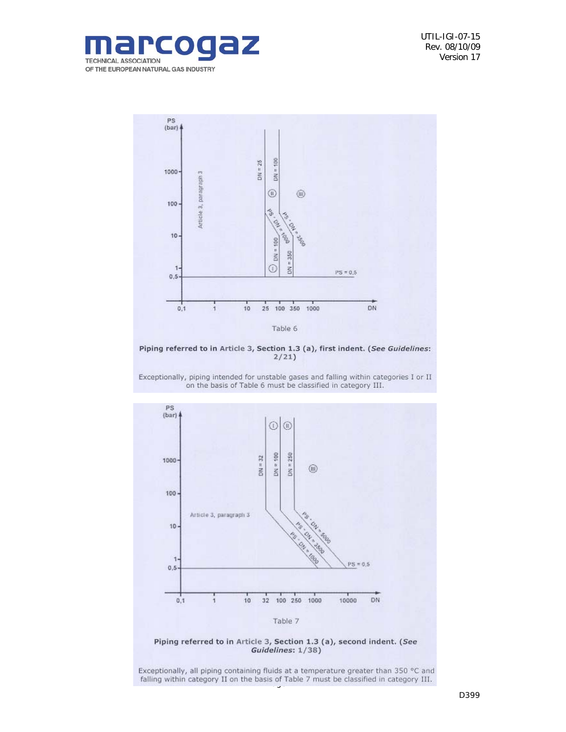Table 6

**Piping referred to in Article 3, Section 1.3 (a), first indent. (*See Guidelines*: 2/21)**

Exceptionally, piping intended for unstable gases and falling within categories I or II on the basis of Table 6 must be classified in category III.

Table 7

**Piping referred to in Article 3, Section 1.3 (a), second indent. (*See Guidelines*: 1/38)**

Exceptionally, all piping containing fluids at a temperature greater than 350 °C and falling within category II on the basis of Table 7 must be classified in category III.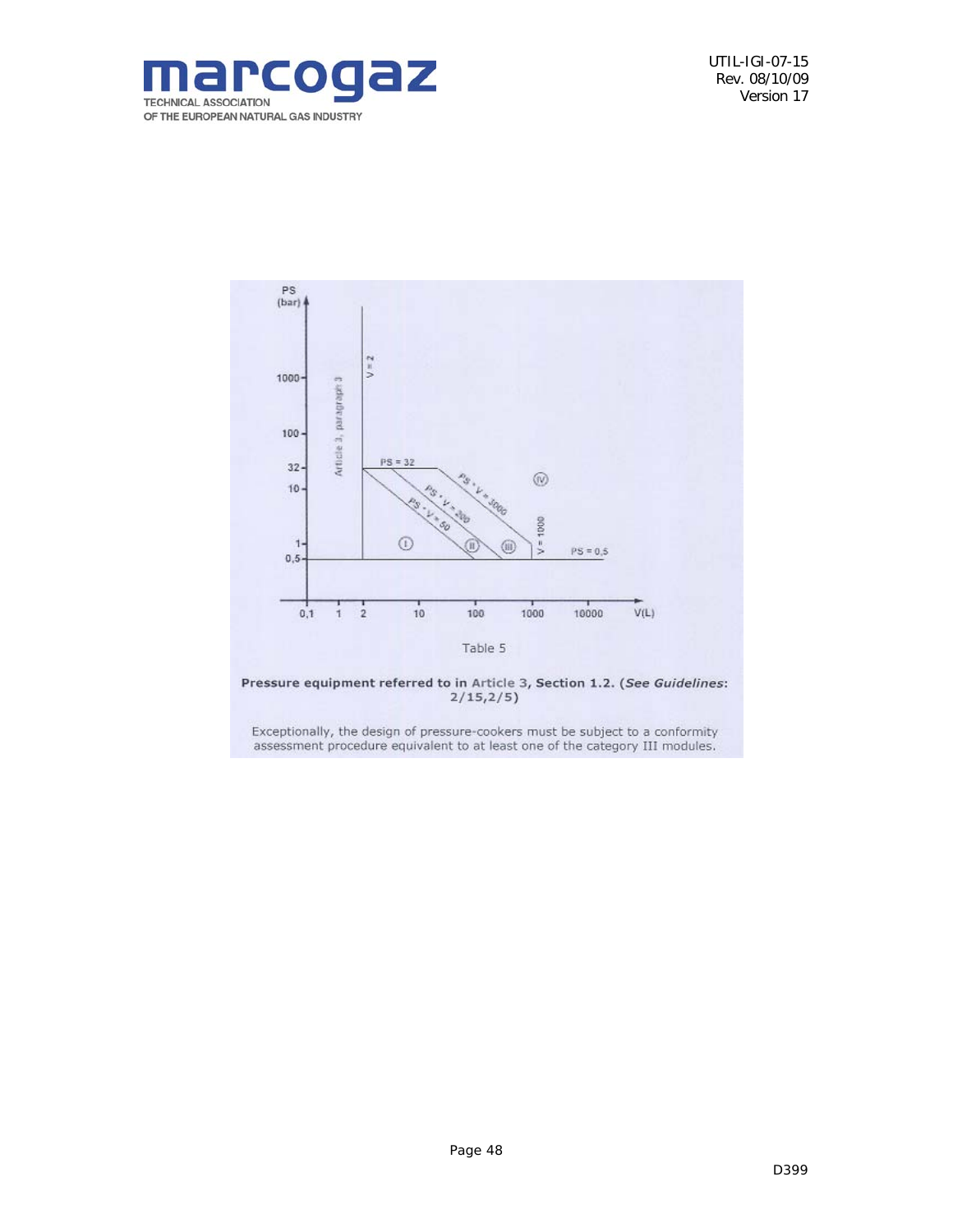Table 5

**Pressure equipment referred to in Article 3, Section 1.2. (*See Guidelines*: 2/15,2/5)**

Exceptionally, the design of pressure-cookers must be subject to a conformity assessment procedure equivalent to at least one of the category III modules.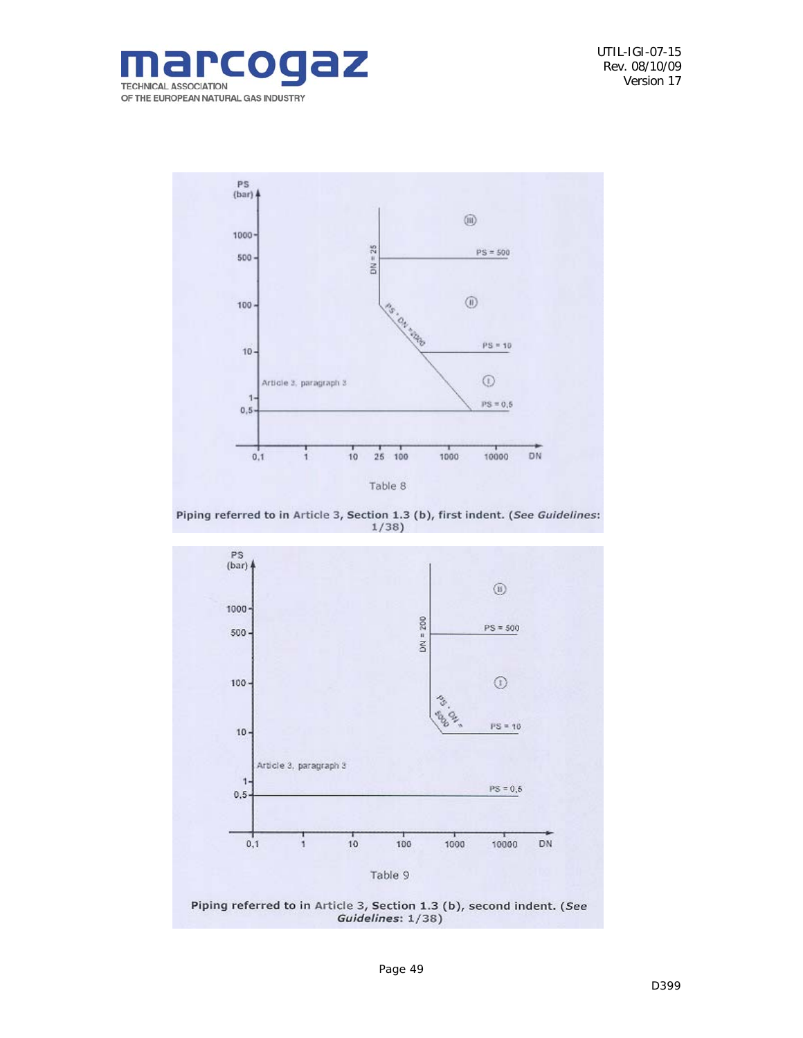PS (bar)

1000
500
100
10
1
0,5

0,1
1
10
25
100
1000
10000
DN

DN = 25
PS = 500
PS · DN = 2000
PS = 10
PS = 0,5
III
II
I
Article 3, paragraph 3

Table 8

**Piping referred to in Article 3, Section 1.3 (b), first indent. (*See Guidelines*: 1/38)**

PS (bar)

1000
500
100
10
1
0,5

0,1
1
10
100
1000
10000
DN

DN = 200
PS = 500
PS · DN = 5000
PS = 10
PS = 0,5
II
I
Article 3, paragraph 3

Table 9

**Piping referred to in Article 3, Section 1.3 (b), second indent. (*See Guidelines*: 1/38)**